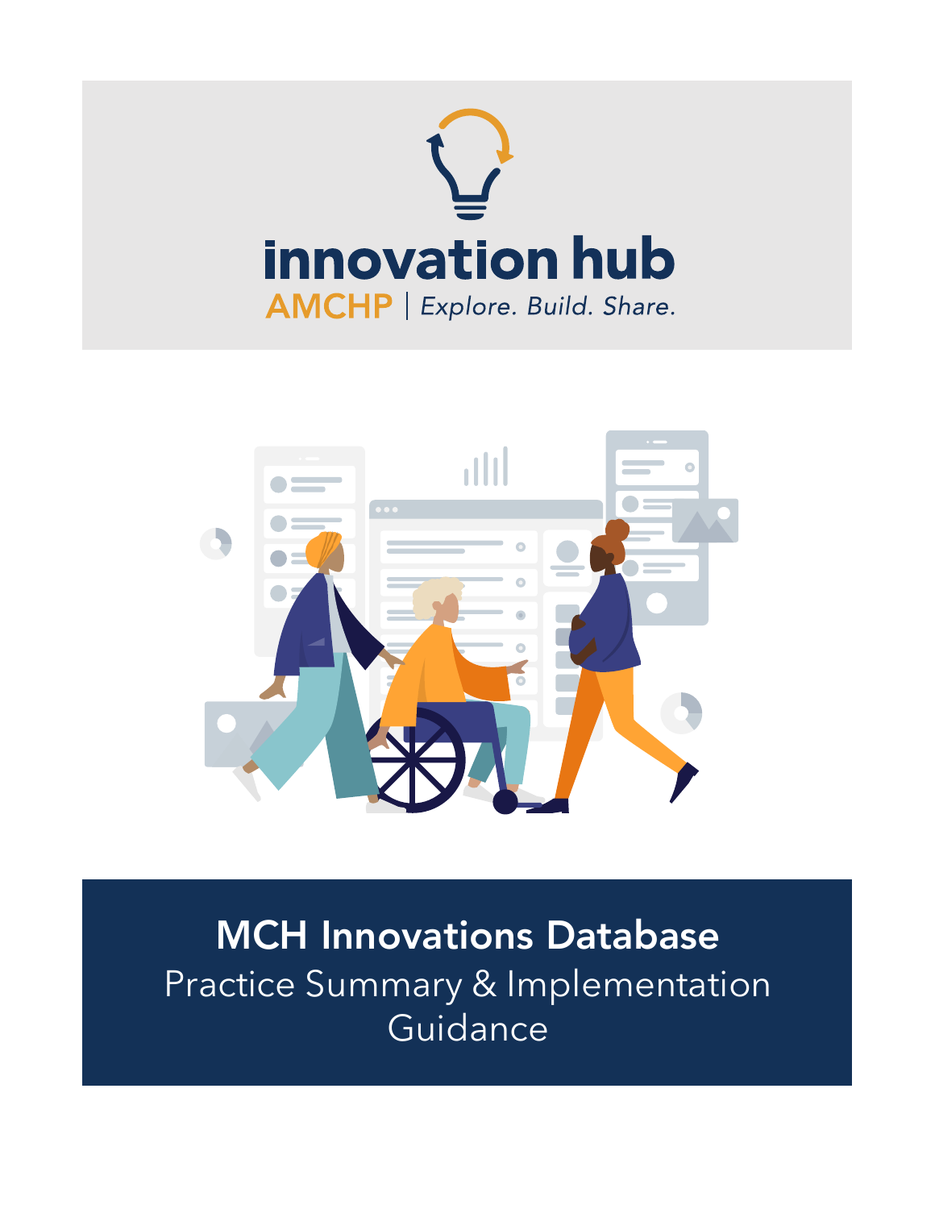innovation hub

AMCHP | *Explore. Build. Share.*

# MCH Innovations Database

Practice Summary & Implementation Guidance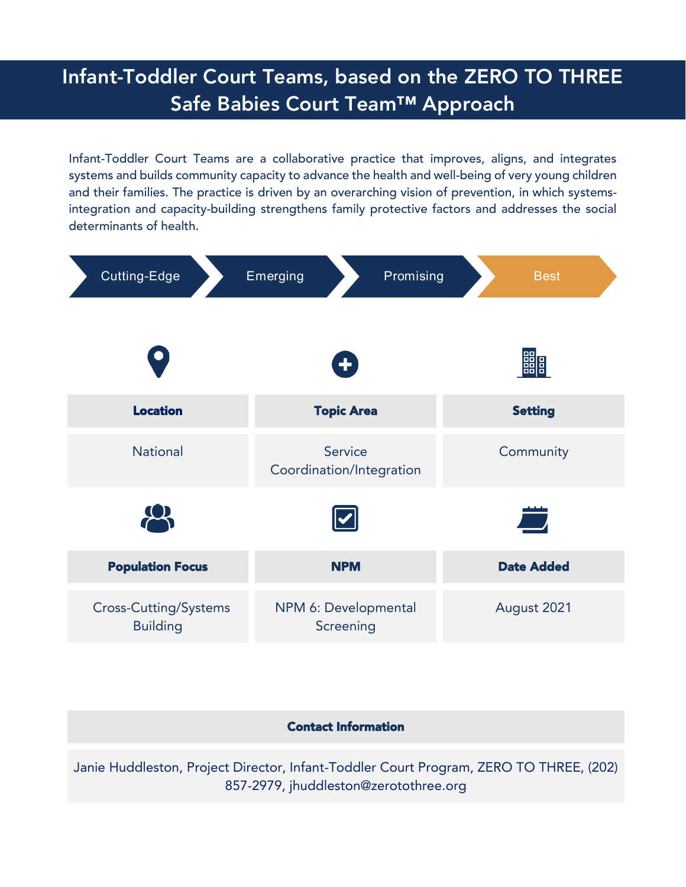# Infant-Toddler Court Teams, based on the ZERO TO THREE Safe Babies Court Team™ Approach

Infant-Toddler Court Teams are a collaborative practice that improves, aligns, and integrates systems and builds community capacity to advance the health and well-being of very young children and their families. The practice is driven by an overarching vision of prevention, in which systems-integration and capacity-building strengthens family protective factors and addresses the social determinants of health.

Cutting-Edge → Emerging → Promising → **Best**

| Location | Topic Area | Setting |
| --- | --- | --- |
| National | Service Coordination/Integration | Community |

| Population Focus | NPM | Date Added |
| --- | --- | --- |
| Cross-Cutting/Systems Building | NPM 6: Developmental Screening | August 2021 |

| Contact Information |
| --- |
| Janie Huddleston, Project Director, Infant-Toddler Court Program, ZERO TO THREE, (202) 857-2979, jhuddleston@zerotothree.org |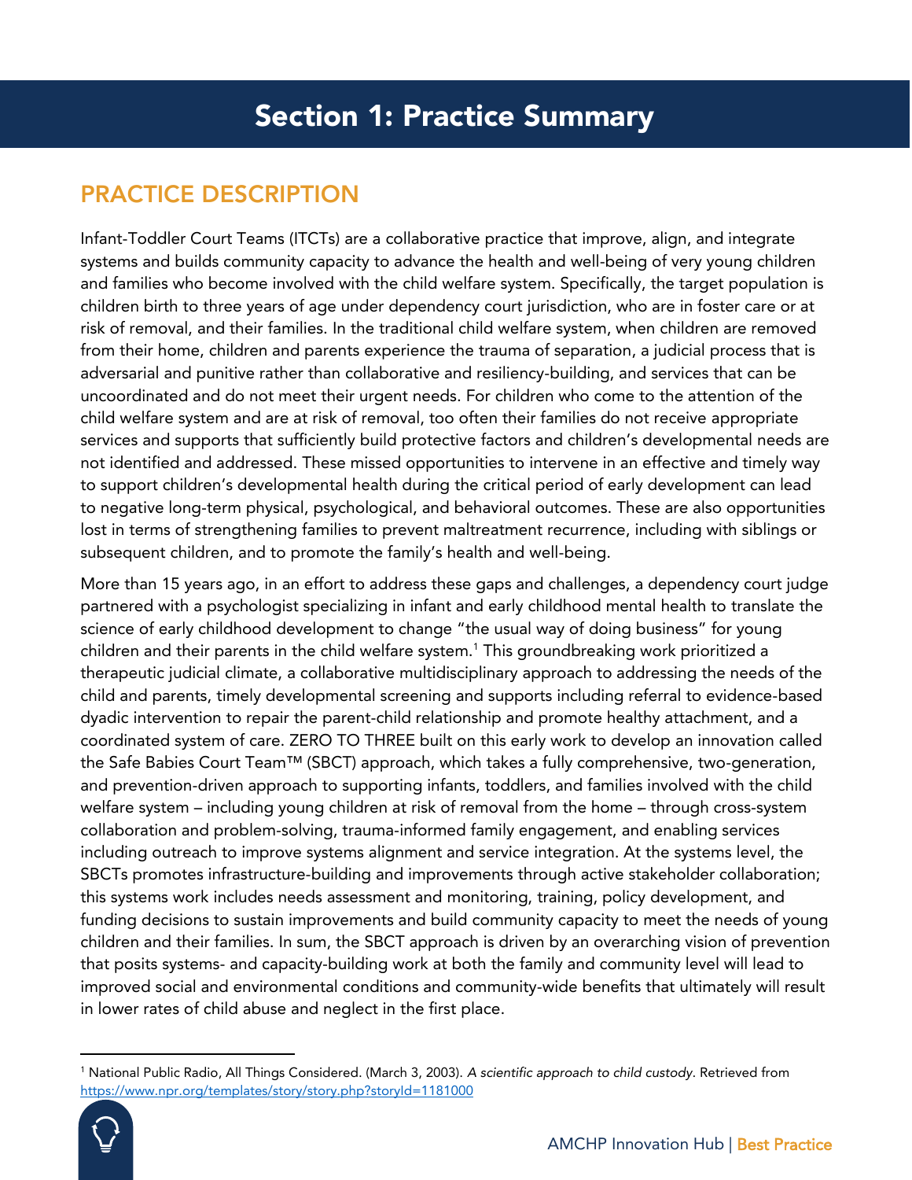# Section 1: Practice Summary

## PRACTICE DESCRIPTION

Infant-Toddler Court Teams (ITCTs) are a collaborative practice that improve, align, and integrate systems and builds community capacity to advance the health and well-being of very young children and families who become involved with the child welfare system. Specifically, the target population is children birth to three years of age under dependency court jurisdiction, who are in foster care or at risk of removal, and their families. In the traditional child welfare system, when children are removed from their home, children and parents experience the trauma of separation, a judicial process that is adversarial and punitive rather than collaborative and resiliency-building, and services that can be uncoordinated and do not meet their urgent needs. For children who come to the attention of the child welfare system and are at risk of removal, too often their families do not receive appropriate services and supports that sufficiently build protective factors and children's developmental needs are not identified and addressed. These missed opportunities to intervene in an effective and timely way to support children's developmental health during the critical period of early development can lead to negative long-term physical, psychological, and behavioral outcomes. These are also opportunities lost in terms of strengthening families to prevent maltreatment recurrence, including with siblings or subsequent children, and to promote the family's health and well-being.

More than 15 years ago, in an effort to address these gaps and challenges, a dependency court judge partnered with a psychologist specializing in infant and early childhood mental health to translate the science of early childhood development to change "the usual way of doing business" for young children and their parents in the child welfare system.[1] This groundbreaking work prioritized a therapeutic judicial climate, a collaborative multidisciplinary approach to addressing the needs of the child and parents, timely developmental screening and supports including referral to evidence-based dyadic intervention to repair the parent-child relationship and promote healthy attachment, and a coordinated system of care. ZERO TO THREE built on this early work to develop an innovation called the Safe Babies Court Team™ (SBCT) approach, which takes a fully comprehensive, two-generation, and prevention-driven approach to supporting infants, toddlers, and families involved with the child welfare system – including young children at risk of removal from the home – through cross-system collaboration and problem-solving, trauma-informed family engagement, and enabling services including outreach to improve systems alignment and service integration. At the systems level, the SBCTs promotes infrastructure-building and improvements through active stakeholder collaboration; this systems work includes needs assessment and monitoring, training, policy development, and funding decisions to sustain improvements and build community capacity to meet the needs of young children and their families. In sum, the SBCT approach is driven by an overarching vision of prevention that posits systems- and capacity-building work at both the family and community level will lead to improved social and environmental conditions and community-wide benefits that ultimately will result in lower rates of child abuse and neglect in the first place.

---

[1] National Public Radio, All Things Considered. (March 3, 2003). *A scientific approach to child custody*. Retrieved from https://www.npr.org/templates/story/story.php?storyId=1181000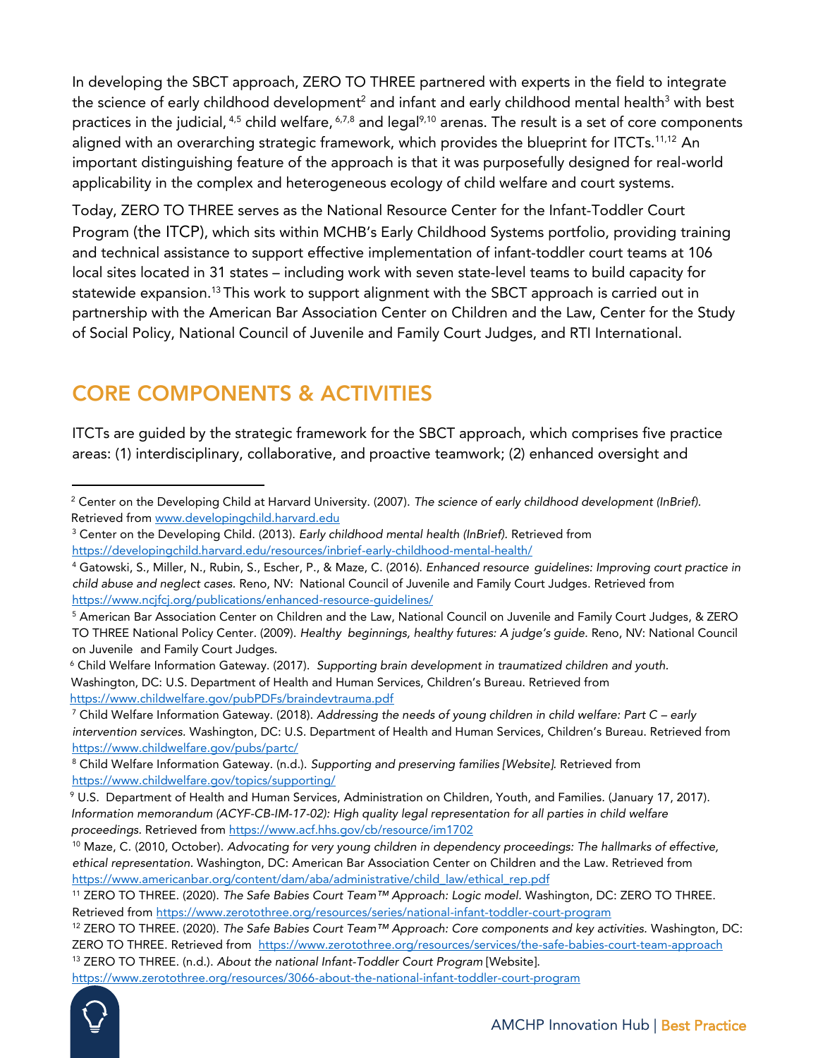In developing the SBCT approach, ZERO TO THREE partnered with experts in the field to integrate the science of early childhood development[2] and infant and early childhood mental health[3] with best practices in the judicial,[4,5] child welfare,[6,7,8] and legal[9,10] arenas. The result is a set of core components aligned with an overarching strategic framework, which provides the blueprint for ITCTs.[11,12] An important distinguishing feature of the approach is that it was purposefully designed for real-world applicability in the complex and heterogeneous ecology of child welfare and court systems.

Today, ZERO TO THREE serves as the National Resource Center for the Infant-Toddler Court Program (the ITCP), which sits within MCHB's Early Childhood Systems portfolio, providing training and technical assistance to support effective implementation of infant-toddler court teams at 106 local sites located in 31 states – including work with seven state-level teams to build capacity for statewide expansion.[13] This work to support alignment with the SBCT approach is carried out in partnership with the American Bar Association Center on Children and the Law, Center for the Study of Social Policy, National Council of Juvenile and Family Court Judges, and RTI International.

## CORE COMPONENTS & ACTIVITIES

ITCTs are guided by the strategic framework for the SBCT approach, which comprises five practice areas: (1) interdisciplinary, collaborative, and proactive teamwork; (2) enhanced oversight and

---

[2] Center on the Developing Child at Harvard University. (2007). *The science of early childhood development (InBrief).* Retrieved from [www.developingchild.harvard.edu](www.developingchild.harvard.edu)

[3] Center on the Developing Child. (2013). *Early childhood mental health (InBrief).* Retrieved from [https://developingchild.harvard.edu/resources/inbrief-early-childhood-mental-health/](https://developingchild.harvard.edu/resources/inbrief-early-childhood-mental-health/)

[4] Gatowski, S., Miller, N., Rubin, S., Escher, P., & Maze, C. (2016). *Enhanced resource guidelines: Improving court practice in child abuse and neglect cases.* Reno, NV: National Council of Juvenile and Family Court Judges. Retrieved from [https://www.ncjfcj.org/publications/enhanced-resource-guidelines/](https://www.ncjfcj.org/publications/enhanced-resource-guidelines/)

[5] American Bar Association Center on Children and the Law, National Council on Juvenile and Family Court Judges, & ZERO TO THREE National Policy Center. (2009). *Healthy beginnings, healthy futures: A judge's guide.* Reno, NV: National Council on Juvenile and Family Court Judges.

[6] Child Welfare Information Gateway. (2017). *Supporting brain development in traumatized children and youth.* Washington, DC: U.S. Department of Health and Human Services, Children's Bureau. Retrieved from [https://www.childwelfare.gov/pubPDFs/braindevtrauma.pdf](https://www.childwelfare.gov/pubPDFs/braindevtrauma.pdf)

[7] Child Welfare Information Gateway. (2018). *Addressing the needs of young children in child welfare: Part C – early intervention services.* Washington, DC: U.S. Department of Health and Human Services, Children's Bureau. Retrieved from [https://www.childwelfare.gov/pubs/partc/](https://www.childwelfare.gov/pubs/partc/)

[8] Child Welfare Information Gateway. (n.d.). *Supporting and preserving families [Website].* Retrieved from [https://www.childwelfare.gov/topics/supporting/](https://www.childwelfare.gov/topics/supporting/)

[9] U.S. Department of Health and Human Services, Administration on Children, Youth, and Families. (January 17, 2017). *Information memorandum (ACYF-CB-IM-17-02): High quality legal representation for all parties in child welfare proceedings.* Retrieved from [https://www.acf.hhs.gov/cb/resource/im1702](https://www.acf.hhs.gov/cb/resource/im1702)

[10] Maze, C. (2010, October). *Advocating for very young children in dependency proceedings: The hallmarks of effective, ethical representation.* Washington, DC: American Bar Association Center on Children and the Law. Retrieved from [https://www.americanbar.org/content/dam/aba/administrative/child_law/ethical_rep.pdf](https://www.americanbar.org/content/dam/aba/administrative/child_law/ethical_rep.pdf)

[11] ZERO TO THREE. (2020). *The Safe Babies Court Team™ Approach: Logic model.* Washington, DC: ZERO TO THREE. Retrieved from [https://www.zerotothree.org/resources/series/national-infant-toddler-court-program](https://www.zerotothree.org/resources/series/national-infant-toddler-court-program)

[12] ZERO TO THREE. (2020). *The Safe Babies Court Team™ Approach: Core components and key activities.* Washington, DC: ZERO TO THREE. Retrieved from [https://www.zerotothree.org/resources/services/the-safe-babies-court-team-approach](https://www.zerotothree.org/resources/services/the-safe-babies-court-team-approach)

[13] ZERO TO THREE. (n.d.). *About the national Infant-Toddler Court Program* [Website]. [https://www.zerotothree.org/resources/3066-about-the-national-infant-toddler-court-program](https://www.zerotothree.org/resources/3066-about-the-national-infant-toddler-court-program)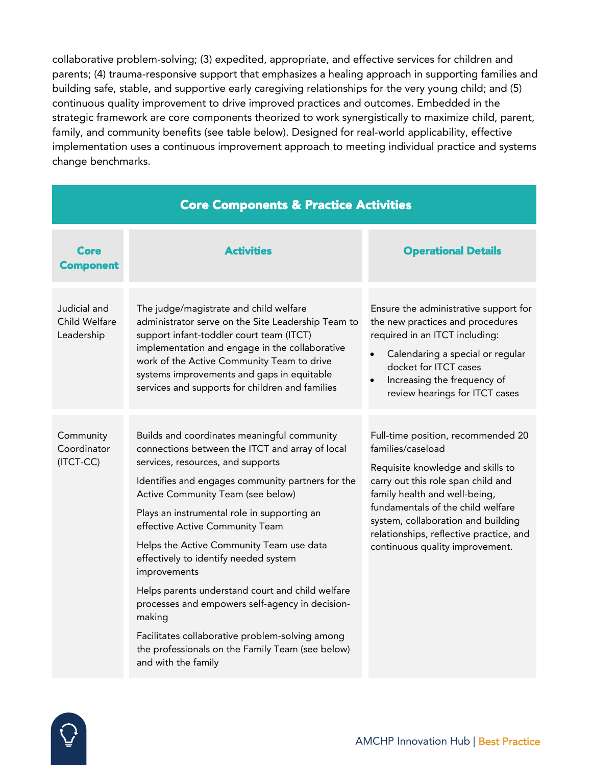collaborative problem-solving; (3) expedited, appropriate, and effective services for children and parents; (4) trauma-responsive support that emphasizes a healing approach in supporting families and building safe, stable, and supportive early caregiving relationships for the very young child; and (5) continuous quality improvement to drive improved practices and outcomes. Embedded in the strategic framework are core components theorized to work synergistically to maximize child, parent, family, and community benefits (see table below). Designed for real-world applicability, effective implementation uses a continuous improvement approach to meeting individual practice and systems change benchmarks.

**Core Components & Practice Activities**

| Core Component | Activities | Operational Details |
|---|---|---|
| Judicial and Child Welfare Leadership | The judge/magistrate and child welfare administrator serve on the Site Leadership Team to support infant-toddler court team (ITCT) implementation and engage in the collaborative work of the Active Community Team to drive systems improvements and gaps in equitable services and supports for children and families | Ensure the administrative support for the new practices and procedures required in an ITCT including: <br>• Calendaring a special or regular docket for ITCT cases <br>• Increasing the frequency of review hearings for ITCT cases |
| Community Coordinator (ITCT-CC) | Builds and coordinates meaningful community connections between the ITCT and array of local services, resources, and supports <br><br> Identifies and engages community partners for the Active Community Team (see below) <br><br> Plays an instrumental role in supporting an effective Active Community Team <br><br> Helps the Active Community Team use data effectively to identify needed system improvements <br><br> Helps parents understand court and child welfare processes and empowers self-agency in decision-making <br><br> Facilitates collaborative problem-solving among the professionals on the Family Team (see below) and with the family | Full-time position, recommended 20 families/caseload <br><br> Requisite knowledge and skills to carry out this role span child and family health and well-being, fundamentals of the child welfare system, collaboration and building relationships, reflective practice, and continuous quality improvement. |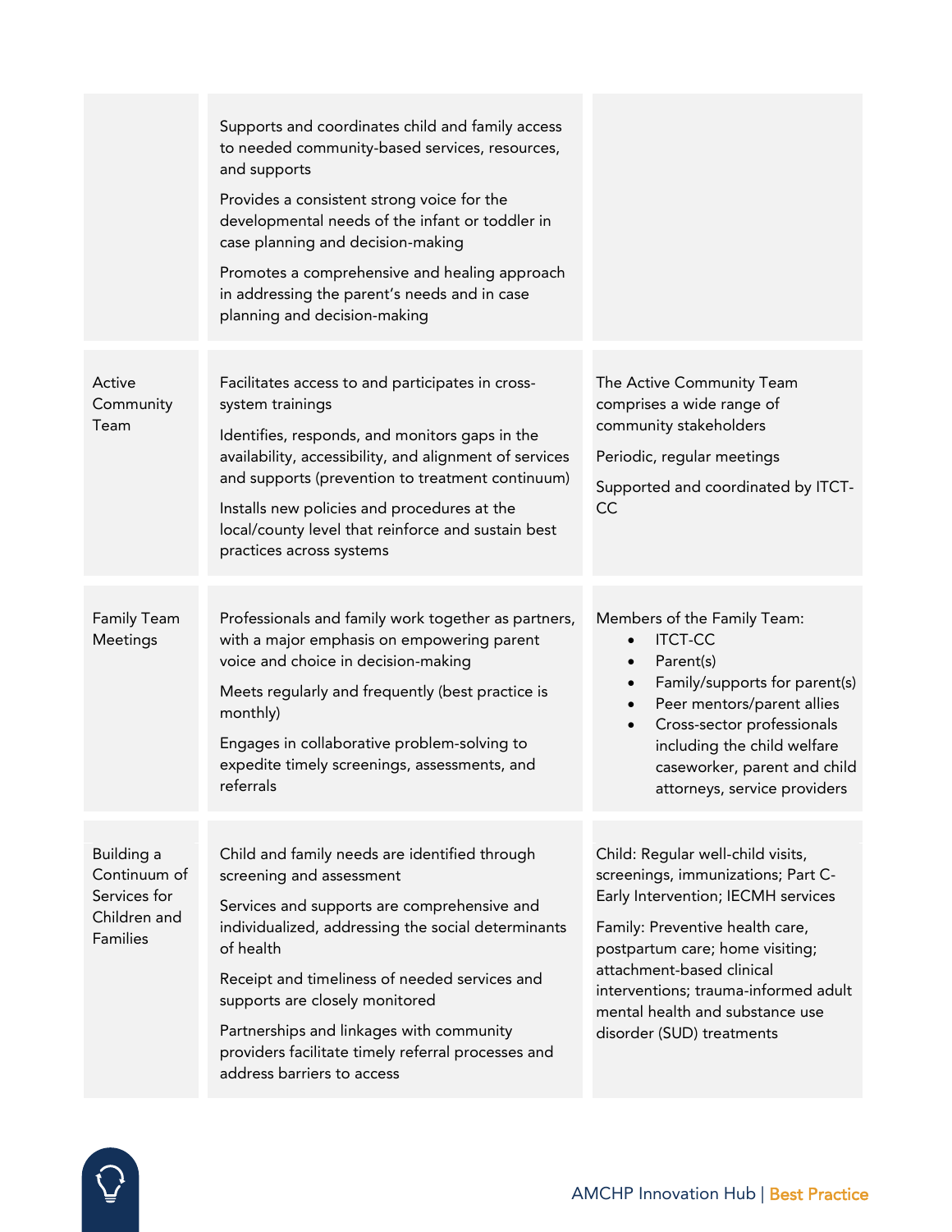| | | |
|---|---|---|
| | Supports and coordinates child and family access to needed community-based services, resources, and supports<br><br>Provides a consistent strong voice for the developmental needs of the infant or toddler in case planning and decision-making<br><br>Promotes a comprehensive and healing approach in addressing the parent's needs and in case planning and decision-making | |
| Active Community Team | Facilitates access to and participates in cross-system trainings<br><br>Identifies, responds, and monitors gaps in the availability, accessibility, and alignment of services and supports (prevention to treatment continuum)<br><br>Installs new policies and procedures at the local/county level that reinforce and sustain best practices across systems | The Active Community Team comprises a wide range of community stakeholders<br><br>Periodic, regular meetings<br><br>Supported and coordinated by ITCT-CC |
| Family Team Meetings | Professionals and family work together as partners, with a major emphasis on empowering parent voice and choice in decision-making<br><br>Meets regularly and frequently (best practice is monthly)<br><br>Engages in collaborative problem-solving to expedite timely screenings, assessments, and referrals | Members of the Family Team:<br>• ITCT-CC<br>• Parent(s)<br>• Family/supports for parent(s)<br>• Peer mentors/parent allies<br>• Cross-sector professionals including the child welfare caseworker, parent and child attorneys, service providers |
| Building a Continuum of Services for Children and Families | Child and family needs are identified through screening and assessment<br><br>Services and supports are comprehensive and individualized, addressing the social determinants of health<br><br>Receipt and timeliness of needed services and supports are closely monitored<br><br>Partnerships and linkages with community providers facilitate timely referral processes and address barriers to access | Child: Regular well-child visits, screenings, immunizations; Part C-Early Intervention; IECMH services<br><br>Family: Preventive health care, postpartum care; home visiting; attachment-based clinical interventions; trauma-informed adult mental health and substance use disorder (SUD) treatments |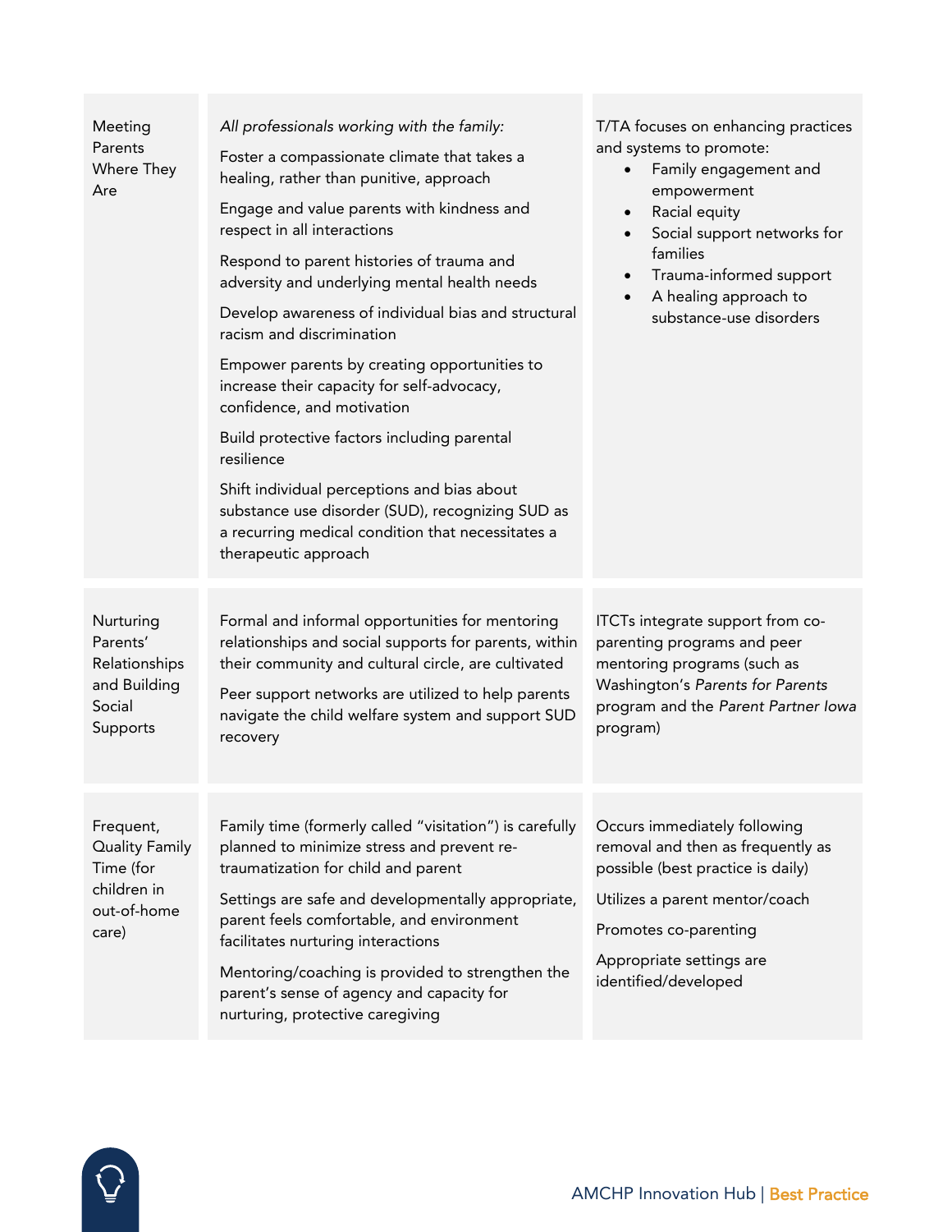| | | |
|---|---|---|
| Meeting Parents Where They Are | *All professionals working with the family:*<br>Foster a compassionate climate that takes a healing, rather than punitive, approach<br>Engage and value parents with kindness and respect in all interactions<br>Respond to parent histories of trauma and adversity and underlying mental health needs<br>Develop awareness of individual bias and structural racism and discrimination<br>Empower parents by creating opportunities to increase their capacity for self-advocacy, confidence, and motivation<br>Build protective factors including parental resilience<br>Shift individual perceptions and bias about substance use disorder (SUD), recognizing SUD as a recurring medical condition that necessitates a therapeutic approach | T/TA focuses on enhancing practices and systems to promote:<br>• Family engagement and empowerment<br>• Racial equity<br>• Social support networks for families<br>• Trauma-informed support<br>• A healing approach to substance-use disorders |
| Nurturing Parents' Relationships and Building Social Supports | Formal and informal opportunities for mentoring relationships and social supports for parents, within their community and cultural circle, are cultivated<br>Peer support networks are utilized to help parents navigate the child welfare system and support SUD recovery | ITCTs integrate support from co-parenting programs and peer mentoring programs (such as Washington's *Parents for Parents* program and the *Parent Partner Iowa* program) |
| Frequent, Quality Family Time (for children in out-of-home care) | Family time (formerly called "visitation") is carefully planned to minimize stress and prevent re-traumatization for child and parent<br>Settings are safe and developmentally appropriate, parent feels comfortable, and environment facilitates nurturing interactions<br>Mentoring/coaching is provided to strengthen the parent's sense of agency and capacity for nurturing, protective caregiving | Occurs immediately following removal and then as frequently as possible (best practice is daily)<br>Utilizes a parent mentor/coach<br>Promotes co-parenting<br>Appropriate settings are identified/developed |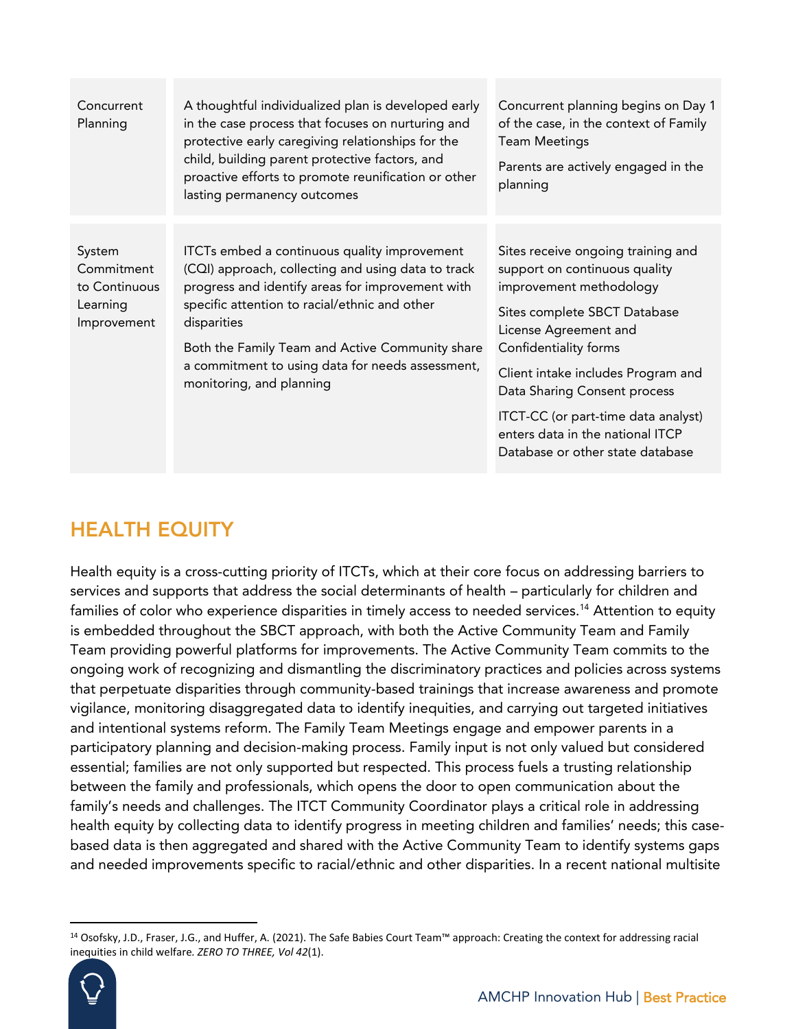| Concurrent Planning | A thoughtful individualized plan is developed early in the case process that focuses on nurturing and protective early caregiving relationships for the child, building parent protective factors, and proactive efforts to promote reunification or other lasting permanency outcomes | Concurrent planning begins on Day 1 of the case, in the context of Family Team Meetings<br><br>Parents are actively engaged in the planning |
|---|---|---|
| System Commitment to Continuous Learning Improvement | ITCTs embed a continuous quality improvement (CQI) approach, collecting and using data to track progress and identify areas for improvement with specific attention to racial/ethnic and other disparities<br><br>Both the Family Team and Active Community share a commitment to using data for needs assessment, monitoring, and planning | Sites receive ongoing training and support on continuous quality improvement methodology<br><br>Sites complete SBCT Database License Agreement and Confidentiality forms<br><br>Client intake includes Program and Data Sharing Consent process<br><br>ITCT-CC (or part-time data analyst) enters data in the national ITCP Database or other state database |

## HEALTH EQUITY

Health equity is a cross-cutting priority of ITCTs, which at their core focus on addressing barriers to services and supports that address the social determinants of health – particularly for children and families of color who experience disparities in timely access to needed services.[14] Attention to equity is embedded throughout the SBCT approach, with both the Active Community Team and Family Team providing powerful platforms for improvements. The Active Community Team commits to the ongoing work of recognizing and dismantling the discriminatory practices and policies across systems that perpetuate disparities through community-based trainings that increase awareness and promote vigilance, monitoring disaggregated data to identify inequities, and carrying out targeted initiatives and intentional systems reform. The Family Team Meetings engage and empower parents in a participatory planning and decision-making process. Family input is not only valued but considered essential; families are not only supported but respected. This process fuels a trusting relationship between the family and professionals, which opens the door to open communication about the family's needs and challenges. The ITCT Community Coordinator plays a critical role in addressing health equity by collecting data to identify progress in meeting children and families' needs; this case-based data is then aggregated and shared with the Active Community Team to identify systems gaps and needed improvements specific to racial/ethnic and other disparities. In a recent national multisite

[14] Osofsky, J.D., Fraser, J.G., and Huffer, A. (2021). The Safe Babies Court Team™ approach: Creating the context for addressing racial inequities in child welfare. *ZERO TO THREE, Vol 42*(1).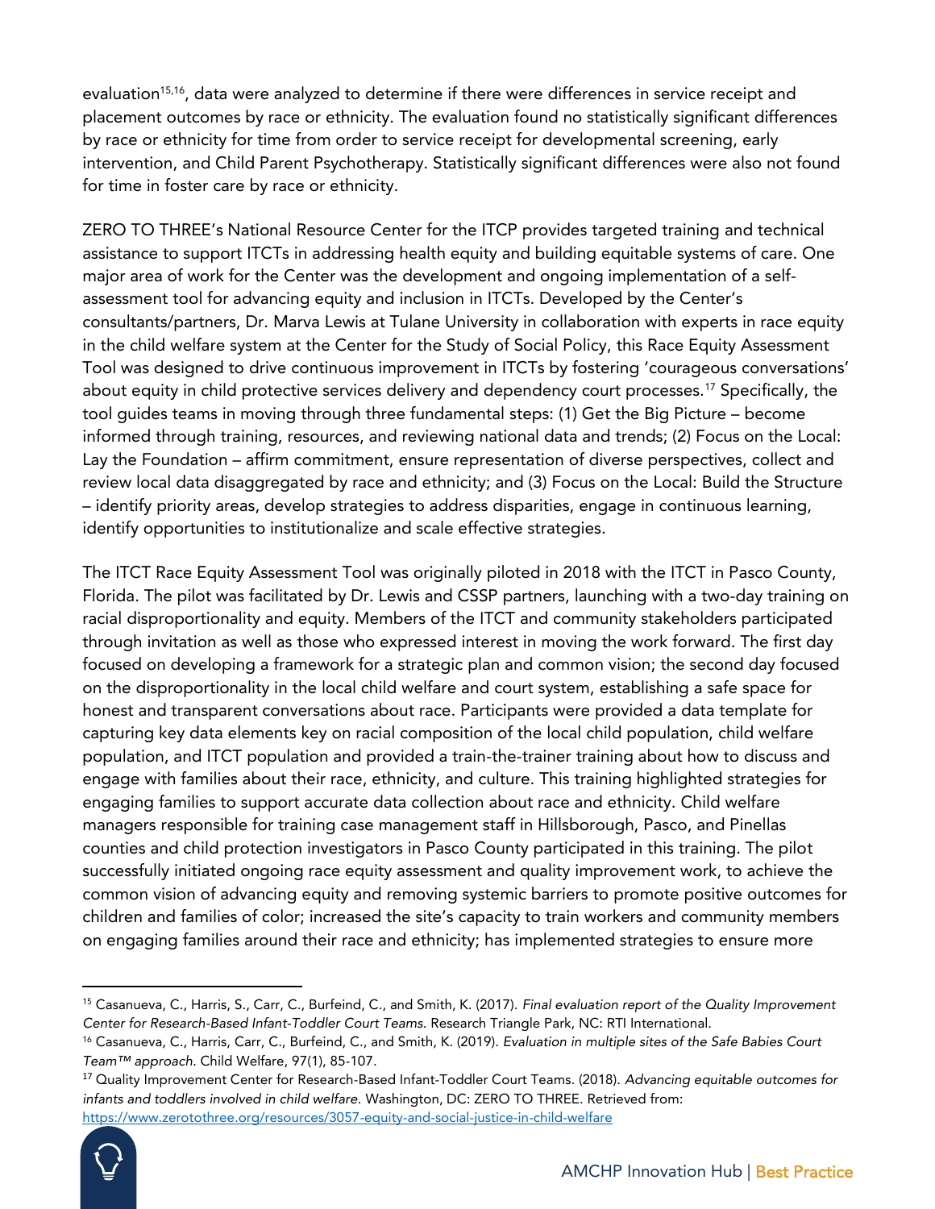evaluation[15,16], data were analyzed to determine if there were differences in service receipt and placement outcomes by race or ethnicity. The evaluation found no statistically significant differences by race or ethnicity for time from order to service receipt for developmental screening, early intervention, and Child Parent Psychotherapy. Statistically significant differences were also not found for time in foster care by race or ethnicity.

ZERO TO THREE's National Resource Center for the ITCP provides targeted training and technical assistance to support ITCTs in addressing health equity and building equitable systems of care. One major area of work for the Center was the development and ongoing implementation of a self-assessment tool for advancing equity and inclusion in ITCTs. Developed by the Center's consultants/partners, Dr. Marva Lewis at Tulane University in collaboration with experts in race equity in the child welfare system at the Center for the Study of Social Policy, this Race Equity Assessment Tool was designed to drive continuous improvement in ITCTs by fostering 'courageous conversations' about equity in child protective services delivery and dependency court processes.[17] Specifically, the tool guides teams in moving through three fundamental steps: (1) Get the Big Picture – become informed through training, resources, and reviewing national data and trends; (2) Focus on the Local: Lay the Foundation – affirm commitment, ensure representation of diverse perspectives, collect and review local data disaggregated by race and ethnicity; and (3) Focus on the Local: Build the Structure – identify priority areas, develop strategies to address disparities, engage in continuous learning, identify opportunities to institutionalize and scale effective strategies.

The ITCT Race Equity Assessment Tool was originally piloted in 2018 with the ITCT in Pasco County, Florida. The pilot was facilitated by Dr. Lewis and CSSP partners, launching with a two-day training on racial disproportionality and equity. Members of the ITCT and community stakeholders participated through invitation as well as those who expressed interest in moving the work forward. The first day focused on developing a framework for a strategic plan and common vision; the second day focused on the disproportionality in the local child welfare and court system, establishing a safe space for honest and transparent conversations about race. Participants were provided a data template for capturing key data elements key on racial composition of the local child population, child welfare population, and ITCT population and provided a train-the-trainer training about how to discuss and engage with families about their race, ethnicity, and culture. This training highlighted strategies for engaging families to support accurate data collection about race and ethnicity. Child welfare managers responsible for training case management staff in Hillsborough, Pasco, and Pinellas counties and child protection investigators in Pasco County participated in this training. The pilot successfully initiated ongoing race equity assessment and quality improvement work, to achieve the common vision of advancing equity and removing systemic barriers to promote positive outcomes for children and families of color; increased the site's capacity to train workers and community members on engaging families around their race and ethnicity; has implemented strategies to ensure more

---

[15] Casanueva, C., Harris, S., Carr, C., Burfeind, C., and Smith, K. (2017). *Final evaluation report of the Quality Improvement Center for Research-Based Infant-Toddler Court Teams.* Research Triangle Park, NC: RTI International.

[16] Casanueva, C., Harris, Carr, C., Burfeind, C., and Smith, K. (2019). *Evaluation in multiple sites of the Safe Babies Court Team™ approach.* Child Welfare, 97(1), 85-107.

[17] Quality Improvement Center for Research-Based Infant-Toddler Court Teams. (2018). *Advancing equitable outcomes for infants and toddlers involved in child welfare.* Washington, DC: ZERO TO THREE. Retrieved from: https://www.zerotothree.org/resources/3057-equity-and-social-justice-in-child-welfare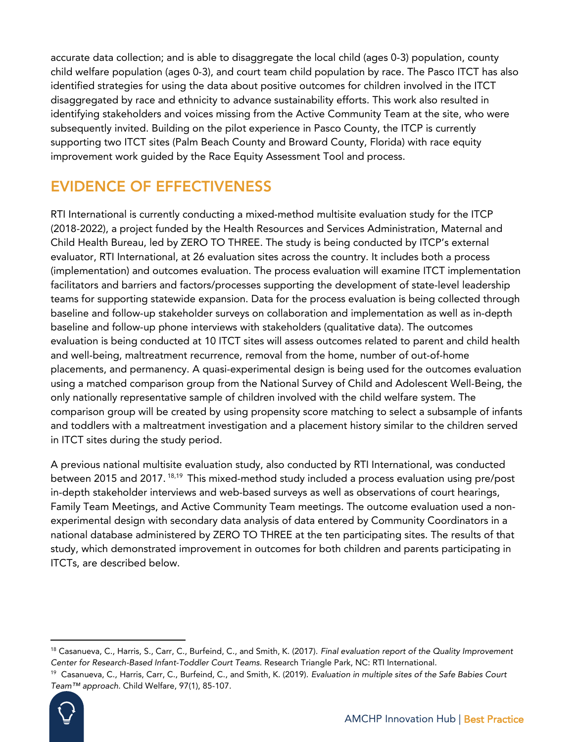accurate data collection; and is able to disaggregate the local child (ages 0-3) population, county child welfare population (ages 0-3), and court team child population by race. The Pasco ITCT has also identified strategies for using the data about positive outcomes for children involved in the ITCT disaggregated by race and ethnicity to advance sustainability efforts. This work also resulted in identifying stakeholders and voices missing from the Active Community Team at the site, who were subsequently invited. Building on the pilot experience in Pasco County, the ITCP is currently supporting two ITCT sites (Palm Beach County and Broward County, Florida) with race equity improvement work guided by the Race Equity Assessment Tool and process.

## EVIDENCE OF EFFECTIVENESS

RTI International is currently conducting a mixed-method multisite evaluation study for the ITCP (2018-2022), a project funded by the Health Resources and Services Administration, Maternal and Child Health Bureau, led by ZERO TO THREE. The study is being conducted by ITCP's external evaluator, RTI International, at 26 evaluation sites across the country. It includes both a process (implementation) and outcomes evaluation. The process evaluation will examine ITCT implementation facilitators and barriers and factors/processes supporting the development of state-level leadership teams for supporting statewide expansion. Data for the process evaluation is being collected through baseline and follow-up stakeholder surveys on collaboration and implementation as well as in-depth baseline and follow-up phone interviews with stakeholders (qualitative data). The outcomes evaluation is being conducted at 10 ITCT sites will assess outcomes related to parent and child health and well-being, maltreatment recurrence, removal from the home, number of out-of-home placements, and permanency. A quasi-experimental design is being used for the outcomes evaluation using a matched comparison group from the National Survey of Child and Adolescent Well-Being, the only nationally representative sample of children involved with the child welfare system. The comparison group will be created by using propensity score matching to select a subsample of infants and toddlers with a maltreatment investigation and a placement history similar to the children served in ITCT sites during the study period.

A previous national multisite evaluation study, also conducted by RTI International, was conducted between 2015 and 2017.[18,19] This mixed-method study included a process evaluation using pre/post in-depth stakeholder interviews and web-based surveys as well as observations of court hearings, Family Team Meetings, and Active Community Team meetings. The outcome evaluation used a non-experimental design with secondary data analysis of data entered by Community Coordinators in a national database administered by ZERO TO THREE at the ten participating sites. The results of that study, which demonstrated improvement in outcomes for both children and parents participating in ITCTs, are described below.

---

[18] Casanueva, C., Harris, S., Carr, C., Burfeind, C., and Smith, K. (2017). *Final evaluation report of the Quality Improvement Center for Research-Based Infant-Toddler Court Teams.* Research Triangle Park, NC: RTI International.

[19] Casanueva, C., Harris, Carr, C., Burfeind, C., and Smith, K. (2019). *Evaluation in multiple sites of the Safe Babies Court Team™ approach.* Child Welfare, 97(1), 85-107.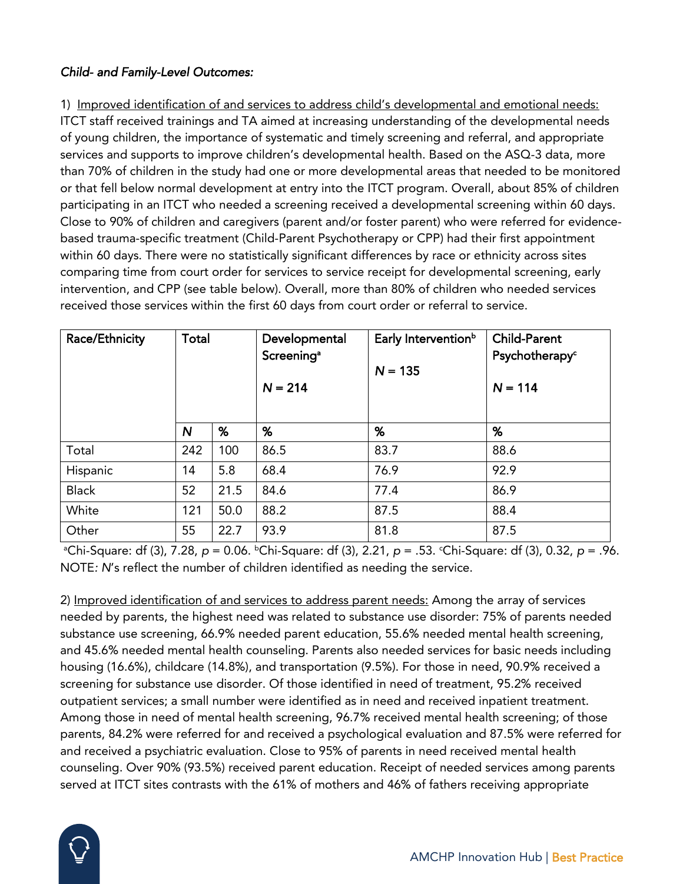*Child- and Family-Level Outcomes:*

1) Improved identification of and services to address child's developmental and emotional needs: ITCT staff received trainings and TA aimed at increasing understanding of the developmental needs of young children, the importance of systematic and timely screening and referral, and appropriate services and supports to improve children's developmental health. Based on the ASQ-3 data, more than 70% of children in the study had one or more developmental areas that needed to be monitored or that fell below normal development at entry into the ITCT program. Overall, about 85% of children participating in an ITCT who needed a screening received a developmental screening within 60 days. Close to 90% of children and caregivers (parent and/or foster parent) who were referred for evidence-based trauma-specific treatment (Child-Parent Psychotherapy or CPP) had their first appointment within 60 days. There were no statistically significant differences by race or ethnicity across sites comparing time from court order for services to service receipt for developmental screening, early intervention, and CPP (see table below). Overall, more than 80% of children who needed services received those services within the first 60 days from court order or referral to service.

| Race/Ethnicity | Total | | Developmental Screening[a] $N = 214$ | Early Intervention[b] $N = 135$ | Child-Parent Psychotherapy[c] $N = 114$ |
|---|---|---|---|---|---|
| | $N$ | % | % | % | % |
| Total | 242 | 100 | 86.5 | 83.7 | 88.6 |
| Hispanic | 14 | 5.8 | 68.4 | 76.9 | 92.9 |
| Black | 52 | 21.5 | 84.6 | 77.4 | 86.9 |
| White | 121 | 50.0 | 88.2 | 87.5 | 88.4 |
| Other | 55 | 22.7 | 93.9 | 81.8 | 87.5 |

[a]Chi-Square: df (3), 7.28, $p = 0.06$. [b]Chi-Square: df (3), 2.21, $p = .53$. [c]Chi-Square: df (3), 0.32, $p = .96$. NOTE: $N$'s reflect the number of children identified as needing the service.

2) Improved identification of and services to address parent needs: Among the array of services needed by parents, the highest need was related to substance use disorder: 75% of parents needed substance use screening, 66.9% needed parent education, 55.6% needed mental health screening, and 45.6% needed mental health counseling. Parents also needed services for basic needs including housing (16.6%), childcare (14.8%), and transportation (9.5%). For those in need, 90.9% received a screening for substance use disorder. Of those identified in need of treatment, 95.2% received outpatient services; a small number were identified as in need and received inpatient treatment. Among those in need of mental health screening, 96.7% received mental health screening; of those parents, 84.2% were referred for and received a psychological evaluation and 87.5% were referred for and received a psychiatric evaluation. Close to 95% of parents in need received mental health counseling. Over 90% (93.5%) received parent education. Receipt of needed services among parents served at ITCT sites contrasts with the 61% of mothers and 46% of fathers receiving appropriate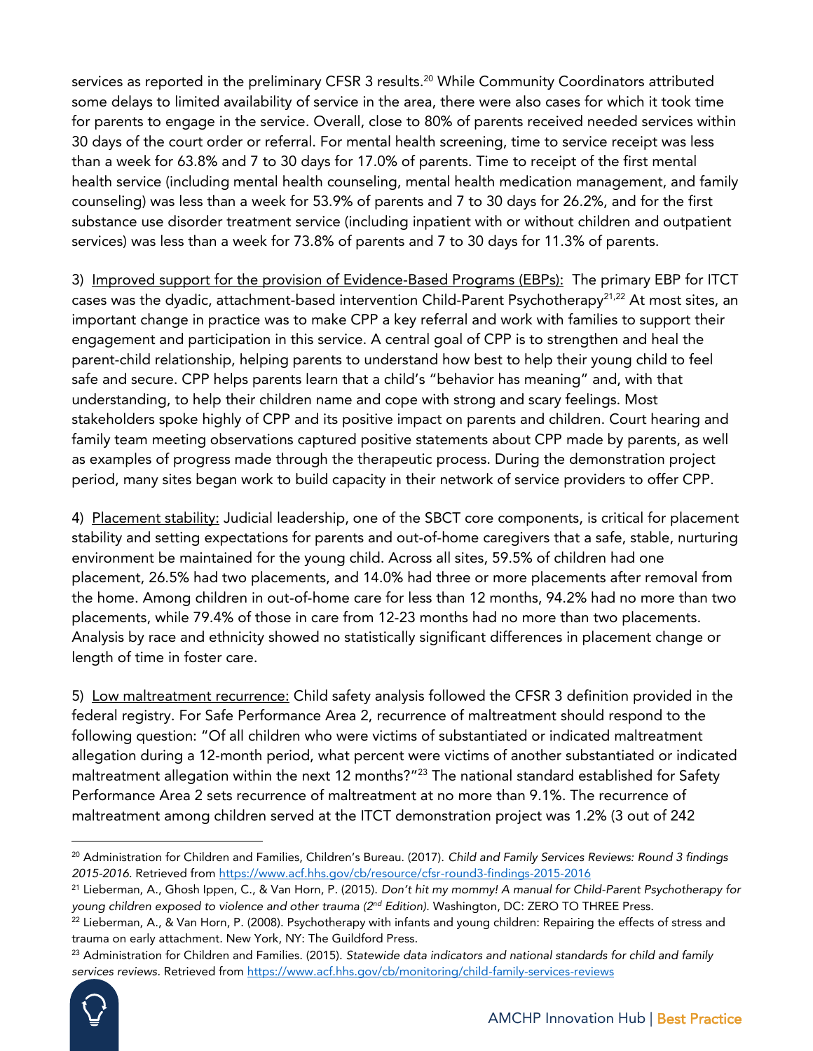services as reported in the preliminary CFSR 3 results.[20] While Community Coordinators attributed some delays to limited availability of service in the area, there were also cases for which it took time for parents to engage in the service. Overall, close to 80% of parents received needed services within 30 days of the court order or referral. For mental health screening, time to service receipt was less than a week for 63.8% and 7 to 30 days for 17.0% of parents. Time to receipt of the first mental health service (including mental health counseling, mental health medication management, and family counseling) was less than a week for 53.9% of parents and 7 to 30 days for 26.2%, and for the first substance use disorder treatment service (including inpatient with or without children and outpatient services) was less than a week for 73.8% of parents and 7 to 30 days for 11.3% of parents.

3) Improved support for the provision of Evidence-Based Programs (EBPs): The primary EBP for ITCT cases was the dyadic, attachment-based intervention Child-Parent Psychotherapy[21,22] At most sites, an important change in practice was to make CPP a key referral and work with families to support their engagement and participation in this service. A central goal of CPP is to strengthen and heal the parent-child relationship, helping parents to understand how best to help their young child to feel safe and secure. CPP helps parents learn that a child's "behavior has meaning" and, with that understanding, to help their children name and cope with strong and scary feelings. Most stakeholders spoke highly of CPP and its positive impact on parents and children. Court hearing and family team meeting observations captured positive statements about CPP made by parents, as well as examples of progress made through the therapeutic process. During the demonstration project period, many sites began work to build capacity in their network of service providers to offer CPP.

4) Placement stability: Judicial leadership, one of the SBCT core components, is critical for placement stability and setting expectations for parents and out-of-home caregivers that a safe, stable, nurturing environment be maintained for the young child. Across all sites, 59.5% of children had one placement, 26.5% had two placements, and 14.0% had three or more placements after removal from the home. Among children in out-of-home care for less than 12 months, 94.2% had no more than two placements, while 79.4% of those in care from 12-23 months had no more than two placements. Analysis by race and ethnicity showed no statistically significant differences in placement change or length of time in foster care.

5) Low maltreatment recurrence: Child safety analysis followed the CFSR 3 definition provided in the federal registry. For Safe Performance Area 2, recurrence of maltreatment should respond to the following question: "Of all children who were victims of substantiated or indicated maltreatment allegation during a 12-month period, what percent were victims of another substantiated or indicated maltreatment allegation within the next 12 months?"[23] The national standard established for Safety Performance Area 2 sets recurrence of maltreatment at no more than 9.1%. The recurrence of maltreatment among children served at the ITCT demonstration project was 1.2% (3 out of 242

---

[20] Administration for Children and Families, Children's Bureau. (2017). *Child and Family Services Reviews: Round 3 findings 2015-2016.* Retrieved from https://www.acf.hhs.gov/cb/resource/cfsr-round3-findings-2015-2016

[21] Lieberman, A., Ghosh Ippen, C., & Van Horn, P. (2015). *Don't hit my mommy! A manual for Child-Parent Psychotherapy for young children exposed to violence and other trauma (2nd Edition).* Washington, DC: ZERO TO THREE Press.

[22] Lieberman, A., & Van Horn, P. (2008). Psychotherapy with infants and young children: Repairing the effects of stress and trauma on early attachment. New York, NY: The Guildford Press.

[23] Administration for Children and Families. (2015). *Statewide data indicators and national standards for child and family services reviews.* Retrieved from https://www.acf.hhs.gov/cb/monitoring/child-family-services-reviews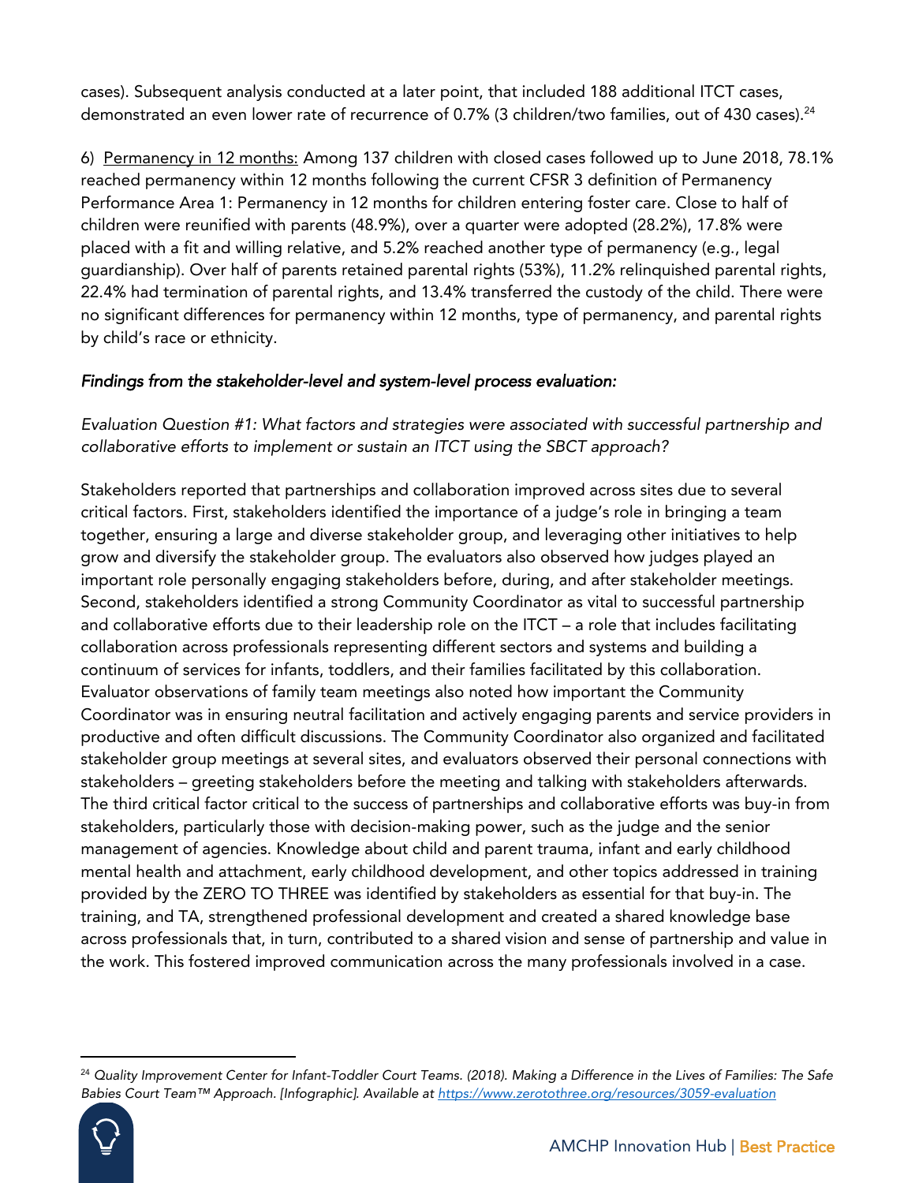cases). Subsequent analysis conducted at a later point, that included 188 additional ITCT cases, demonstrated an even lower rate of recurrence of 0.7% (3 children/two families, out of 430 cases).[24]

6) Permanency in 12 months: Among 137 children with closed cases followed up to June 2018, 78.1% reached permanency within 12 months following the current CFSR 3 definition of Permanency Performance Area 1: Permanency in 12 months for children entering foster care. Close to half of children were reunified with parents (48.9%), over a quarter were adopted (28.2%), 17.8% were placed with a fit and willing relative, and 5.2% reached another type of permanency (e.g., legal guardianship). Over half of parents retained parental rights (53%), 11.2% relinquished parental rights, 22.4% had termination of parental rights, and 13.4% transferred the custody of the child. There were no significant differences for permanency within 12 months, type of permanency, and parental rights by child's race or ethnicity.

*Findings from the stakeholder-level and system-level process evaluation:*

*Evaluation Question #1: What factors and strategies were associated with successful partnership and collaborative efforts to implement or sustain an ITCT using the SBCT approach?*

Stakeholders reported that partnerships and collaboration improved across sites due to several critical factors. First, stakeholders identified the importance of a judge's role in bringing a team together, ensuring a large and diverse stakeholder group, and leveraging other initiatives to help grow and diversify the stakeholder group. The evaluators also observed how judges played an important role personally engaging stakeholders before, during, and after stakeholder meetings. Second, stakeholders identified a strong Community Coordinator as vital to successful partnership and collaborative efforts due to their leadership role on the ITCT – a role that includes facilitating collaboration across professionals representing different sectors and systems and building a continuum of services for infants, toddlers, and their families facilitated by this collaboration. Evaluator observations of family team meetings also noted how important the Community Coordinator was in ensuring neutral facilitation and actively engaging parents and service providers in productive and often difficult discussions. The Community Coordinator also organized and facilitated stakeholder group meetings at several sites, and evaluators observed their personal connections with stakeholders – greeting stakeholders before the meeting and talking with stakeholders afterwards. The third critical factor critical to the success of partnerships and collaborative efforts was buy-in from stakeholders, particularly those with decision-making power, such as the judge and the senior management of agencies. Knowledge about child and parent trauma, infant and early childhood mental health and attachment, early childhood development, and other topics addressed in training provided by the ZERO TO THREE was identified by stakeholders as essential for that buy-in. The training, and TA, strengthened professional development and created a shared knowledge base across professionals that, in turn, contributed to a shared vision and sense of partnership and value in the work. This fostered improved communication across the many professionals involved in a case.

[24] *Quality Improvement Center for Infant-Toddler Court Teams. (2018). Making a Difference in the Lives of Families: The Safe Babies Court Team™ Approach. [Infographic]. Available at https://www.zerotothree.org/resources/3059-evaluation*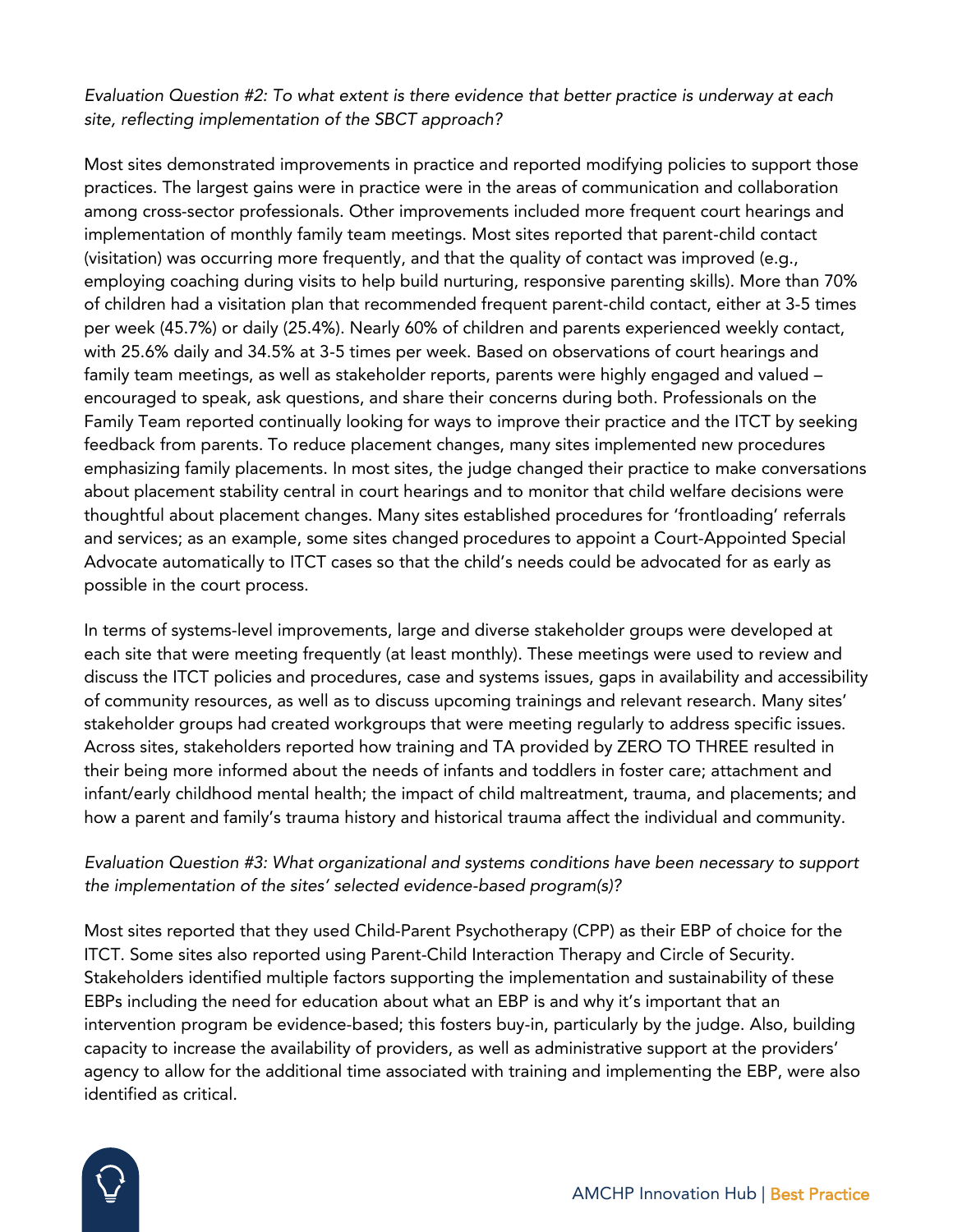*Evaluation Question #2: To what extent is there evidence that better practice is underway at each site, reflecting implementation of the SBCT approach?*

Most sites demonstrated improvements in practice and reported modifying policies to support those practices. The largest gains were in practice were in the areas of communication and collaboration among cross-sector professionals. Other improvements included more frequent court hearings and implementation of monthly family team meetings. Most sites reported that parent-child contact (visitation) was occurring more frequently, and that the quality of contact was improved (e.g., employing coaching during visits to help build nurturing, responsive parenting skills). More than 70% of children had a visitation plan that recommended frequent parent-child contact, either at 3-5 times per week (45.7%) or daily (25.4%). Nearly 60% of children and parents experienced weekly contact, with 25.6% daily and 34.5% at 3-5 times per week. Based on observations of court hearings and family team meetings, as well as stakeholder reports, parents were highly engaged and valued – encouraged to speak, ask questions, and share their concerns during both. Professionals on the Family Team reported continually looking for ways to improve their practice and the ITCT by seeking feedback from parents. To reduce placement changes, many sites implemented new procedures emphasizing family placements. In most sites, the judge changed their practice to make conversations about placement stability central in court hearings and to monitor that child welfare decisions were thoughtful about placement changes. Many sites established procedures for 'frontloading' referrals and services; as an example, some sites changed procedures to appoint a Court-Appointed Special Advocate automatically to ITCT cases so that the child's needs could be advocated for as early as possible in the court process.

In terms of systems-level improvements, large and diverse stakeholder groups were developed at each site that were meeting frequently (at least monthly). These meetings were used to review and discuss the ITCT policies and procedures, case and systems issues, gaps in availability and accessibility of community resources, as well as to discuss upcoming trainings and relevant research. Many sites' stakeholder groups had created workgroups that were meeting regularly to address specific issues. Across sites, stakeholders reported how training and TA provided by ZERO TO THREE resulted in their being more informed about the needs of infants and toddlers in foster care; attachment and infant/early childhood mental health; the impact of child maltreatment, trauma, and placements; and how a parent and family's trauma history and historical trauma affect the individual and community.

*Evaluation Question #3: What organizational and systems conditions have been necessary to support the implementation of the sites' selected evidence-based program(s)?*

Most sites reported that they used Child-Parent Psychotherapy (CPP) as their EBP of choice for the ITCT. Some sites also reported using Parent-Child Interaction Therapy and Circle of Security. Stakeholders identified multiple factors supporting the implementation and sustainability of these EBPs including the need for education about what an EBP is and why it's important that an intervention program be evidence-based; this fosters buy-in, particularly by the judge. Also, building capacity to increase the availability of providers, as well as administrative support at the providers' agency to allow for the additional time associated with training and implementing the EBP, were also identified as critical.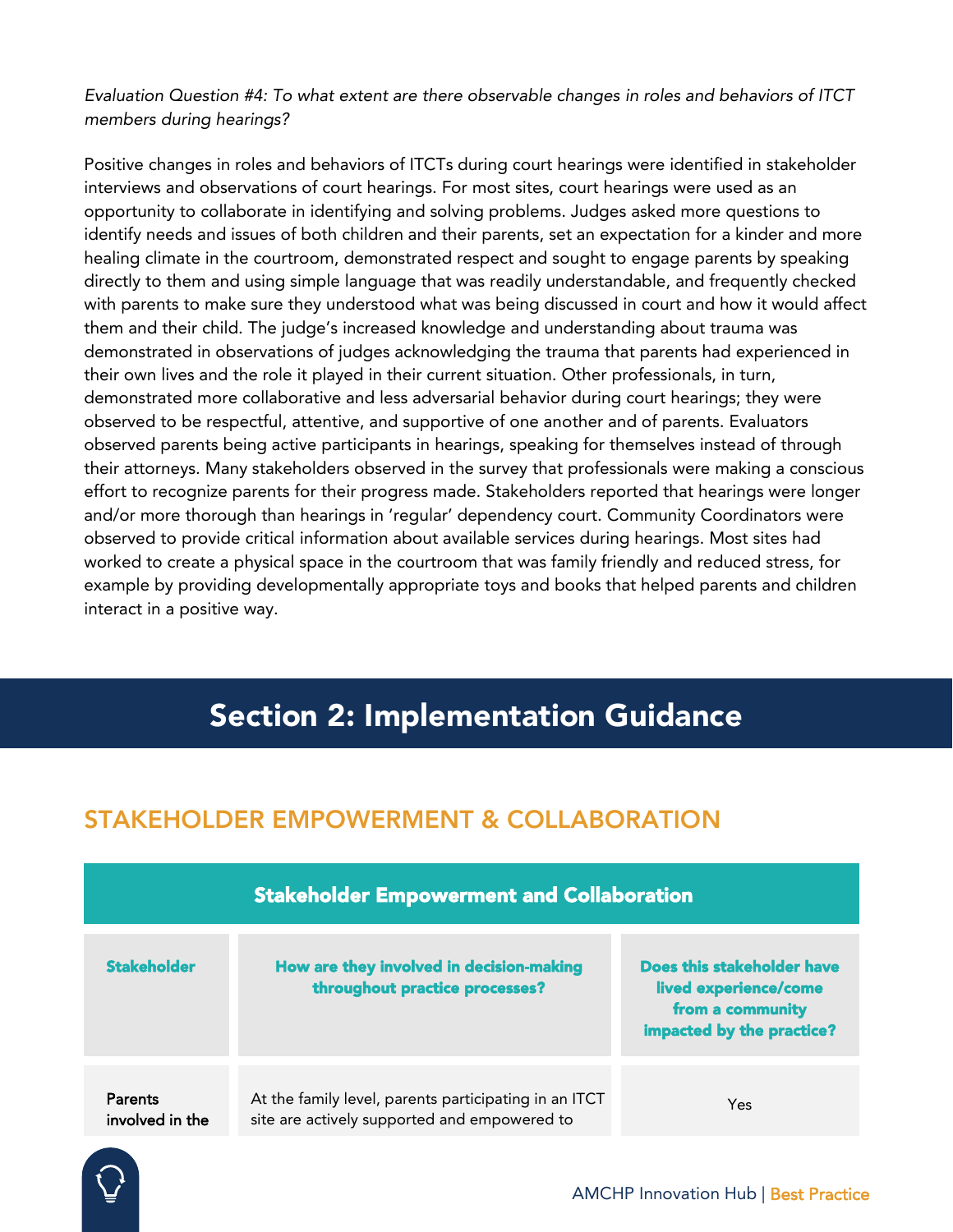*Evaluation Question #4: To what extent are there observable changes in roles and behaviors of ITCT members during hearings?*

Positive changes in roles and behaviors of ITCTs during court hearings were identified in stakeholder interviews and observations of court hearings. For most sites, court hearings were used as an opportunity to collaborate in identifying and solving problems. Judges asked more questions to identify needs and issues of both children and their parents, set an expectation for a kinder and more healing climate in the courtroom, demonstrated respect and sought to engage parents by speaking directly to them and using simple language that was readily understandable, and frequently checked with parents to make sure they understood what was being discussed in court and how it would affect them and their child. The judge's increased knowledge and understanding about trauma was demonstrated in observations of judges acknowledging the trauma that parents had experienced in their own lives and the role it played in their current situation. Other professionals, in turn, demonstrated more collaborative and less adversarial behavior during court hearings; they were observed to be respectful, attentive, and supportive of one another and of parents. Evaluators observed parents being active participants in hearings, speaking for themselves instead of through their attorneys. Many stakeholders observed in the survey that professionals were making a conscious effort to recognize parents for their progress made. Stakeholders reported that hearings were longer and/or more thorough than hearings in 'regular' dependency court. Community Coordinators were observed to provide critical information about available services during hearings. Most sites had worked to create a physical space in the courtroom that was family friendly and reduced stress, for example by providing developmentally appropriate toys and books that helped parents and children interact in a positive way.

# Section 2: Implementation Guidance

## STAKEHOLDER EMPOWERMENT & COLLABORATION

| Stakeholder Empowerment and Collaboration | | |
|---|---|---|
| **Stakeholder** | **How are they involved in decision-making throughout practice processes?** | **Does this stakeholder have lived experience/come from a community impacted by the practice?** |
| Parents involved in the | At the family level, parents participating in an ITCT site are actively supported and empowered to | Yes |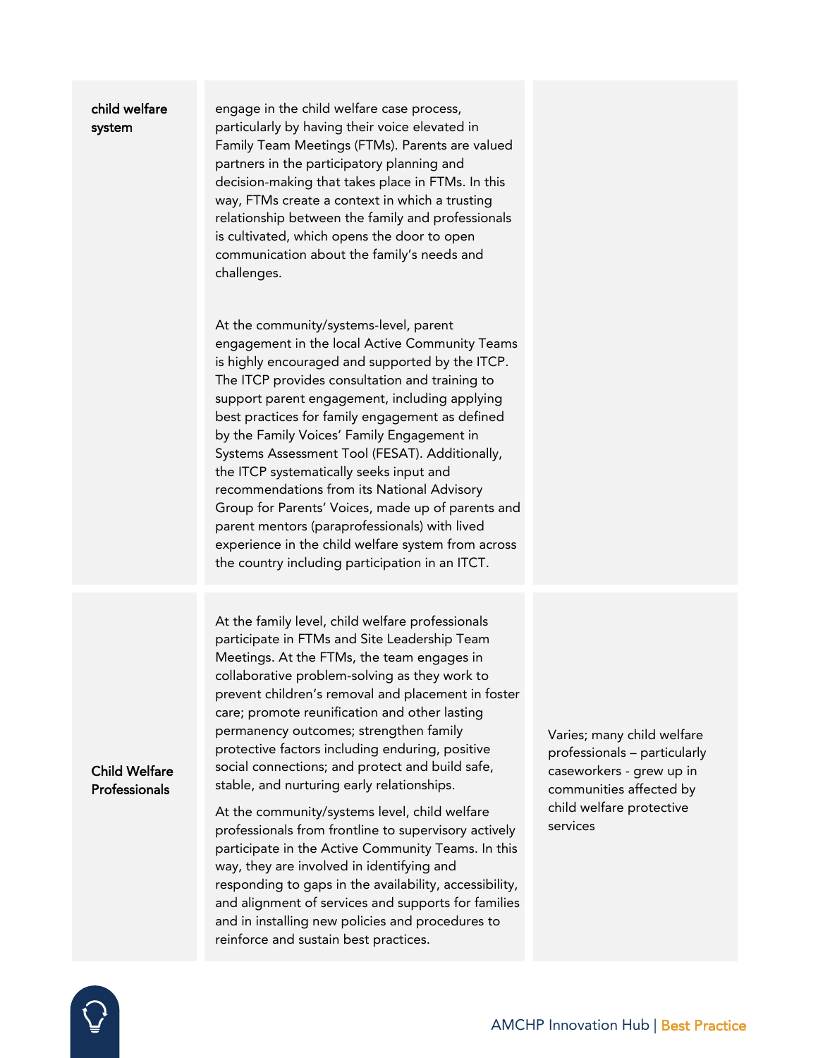| | | |
|---|---|---|
| child welfare system | engage in the child welfare case process, particularly by having their voice elevated in Family Team Meetings (FTMs). Parents are valued partners in the participatory planning and decision-making that takes place in FTMs. In this way, FTMs create a context in which a trusting relationship between the family and professionals is cultivated, which opens the door to open communication about the family's needs and challenges.<br><br>At the community/systems-level, parent engagement in the local Active Community Teams is highly encouraged and supported by the ITCP. The ITCP provides consultation and training to support parent engagement, including applying best practices for family engagement as defined by the Family Voices' Family Engagement in Systems Assessment Tool (FESAT). Additionally, the ITCP systematically seeks input and recommendations from its National Advisory Group for Parents' Voices, made up of parents and parent mentors (paraprofessionals) with lived experience in the child welfare system from across the country including participation in an ITCT. | |
| Child Welfare Professionals | At the family level, child welfare professionals participate in FTMs and Site Leadership Team Meetings. At the FTMs, the team engages in collaborative problem-solving as they work to prevent children's removal and placement in foster care; promote reunification and other lasting permanency outcomes; strengthen family protective factors including enduring, positive social connections; and protect and build safe, stable, and nurturing early relationships.<br><br>At the community/systems level, child welfare professionals from frontline to supervisory actively participate in the Active Community Teams. In this way, they are involved in identifying and responding to gaps in the availability, accessibility, and alignment of services and supports for families and in installing new policies and procedures to reinforce and sustain best practices. | Varies; many child welfare professionals – particularly caseworkers - grew up in communities affected by child welfare protective services |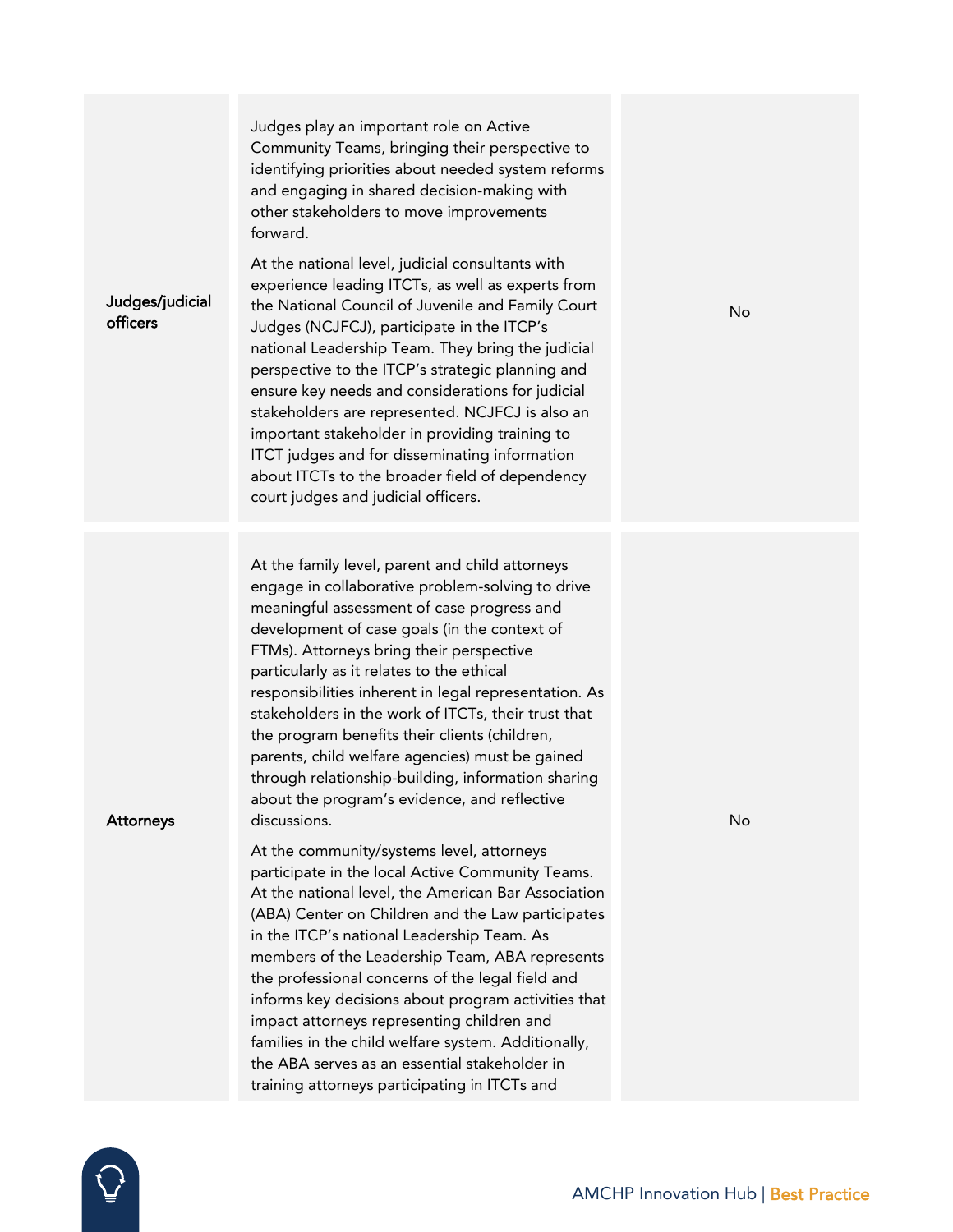| | | |
|---|---|---|
| Judges/judicial officers | Judges play an important role on Active Community Teams, bringing their perspective to identifying priorities about needed system reforms and engaging in shared decision-making with other stakeholders to move improvements forward.<br><br>At the national level, judicial consultants with experience leading ITCTs, as well as experts from the National Council of Juvenile and Family Court Judges (NCJFCJ), participate in the ITCP's national Leadership Team. They bring the judicial perspective to the ITCP's strategic planning and ensure key needs and considerations for judicial stakeholders are represented. NCJFCJ is also an important stakeholder in providing training to ITCT judges and for disseminating information about ITCTs to the broader field of dependency court judges and judicial officers. | No |
| Attorneys | At the family level, parent and child attorneys engage in collaborative problem-solving to drive meaningful assessment of case progress and development of case goals (in the context of FTMs). Attorneys bring their perspective particularly as it relates to the ethical responsibilities inherent in legal representation. As stakeholders in the work of ITCTs, their trust that the program benefits their clients (children, parents, child welfare agencies) must be gained through relationship-building, information sharing about the program's evidence, and reflective discussions.<br><br>At the community/systems level, attorneys participate in the local Active Community Teams. At the national level, the American Bar Association (ABA) Center on Children and the Law participates in the ITCP's national Leadership Team. As members of the Leadership Team, ABA represents the professional concerns of the legal field and informs key decisions about program activities that impact attorneys representing children and families in the child welfare system. Additionally, the ABA serves as an essential stakeholder in training attorneys participating in ITCTs and | No |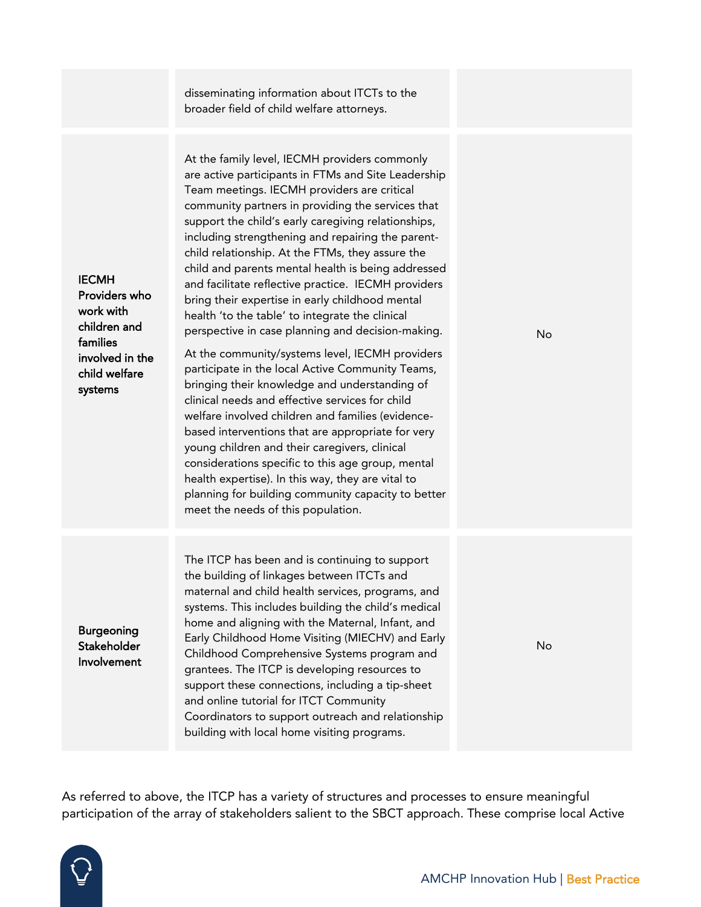| | | |
|---|---|---|
| | disseminating information about ITCTs to the broader field of child welfare attorneys. | |
| **IECMH Providers who work with children and families involved in the child welfare systems** | At the family level, IECMH providers commonly are active participants in FTMs and Site Leadership Team meetings. IECMH providers are critical community partners in providing the services that support the child's early caregiving relationships, including strengthening and repairing the parent-child relationship. At the FTMs, they assure the child and parents mental health is being addressed and facilitate reflective practice. IECMH providers bring their expertise in early childhood mental health 'to the table' to integrate the clinical perspective in case planning and decision-making. <br><br> At the community/systems level, IECMH providers participate in the local Active Community Teams, bringing their knowledge and understanding of clinical needs and effective services for child welfare involved children and families (evidence-based interventions that are appropriate for very young children and their caregivers, clinical considerations specific to this age group, mental health expertise). In this way, they are vital to planning for building community capacity to better meet the needs of this population. | No |
| **Burgeoning Stakeholder Involvement** | The ITCP has been and is continuing to support the building of linkages between ITCTs and maternal and child health services, programs, and systems. This includes building the child's medical home and aligning with the Maternal, Infant, and Early Childhood Home Visiting (MIECHV) and Early Childhood Comprehensive Systems program and grantees. The ITCP is developing resources to support these connections, including a tip-sheet and online tutorial for ITCT Community Coordinators to support outreach and relationship building with local home visiting programs. | No |

As referred to above, the ITCP has a variety of structures and processes to ensure meaningful participation of the array of stakeholders salient to the SBCT approach. These comprise local Active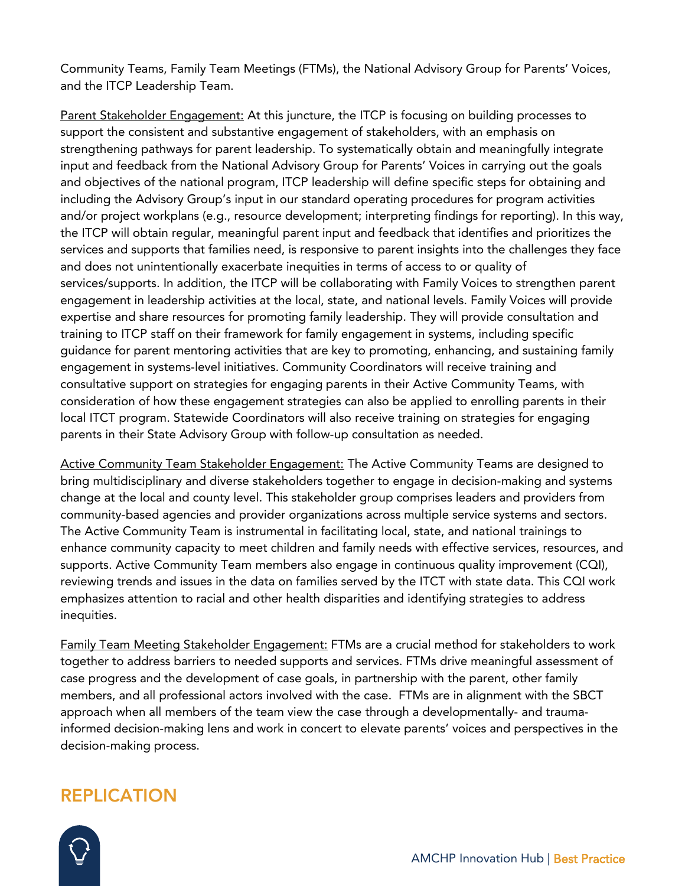Community Teams, Family Team Meetings (FTMs), the National Advisory Group for Parents' Voices, and the ITCP Leadership Team.

Parent Stakeholder Engagement: At this juncture, the ITCP is focusing on building processes to support the consistent and substantive engagement of stakeholders, with an emphasis on strengthening pathways for parent leadership. To systematically obtain and meaningfully integrate input and feedback from the National Advisory Group for Parents' Voices in carrying out the goals and objectives of the national program, ITCP leadership will define specific steps for obtaining and including the Advisory Group's input in our standard operating procedures for program activities and/or project workplans (e.g., resource development; interpreting findings for reporting). In this way, the ITCP will obtain regular, meaningful parent input and feedback that identifies and prioritizes the services and supports that families need, is responsive to parent insights into the challenges they face and does not unintentionally exacerbate inequities in terms of access to or quality of services/supports. In addition, the ITCP will be collaborating with Family Voices to strengthen parent engagement in leadership activities at the local, state, and national levels. Family Voices will provide expertise and share resources for promoting family leadership. They will provide consultation and training to ITCP staff on their framework for family engagement in systems, including specific guidance for parent mentoring activities that are key to promoting, enhancing, and sustaining family engagement in systems-level initiatives. Community Coordinators will receive training and consultative support on strategies for engaging parents in their Active Community Teams, with consideration of how these engagement strategies can also be applied to enrolling parents in their local ITCT program. Statewide Coordinators will also receive training on strategies for engaging parents in their State Advisory Group with follow-up consultation as needed.

Active Community Team Stakeholder Engagement: The Active Community Teams are designed to bring multidisciplinary and diverse stakeholders together to engage in decision-making and systems change at the local and county level. This stakeholder group comprises leaders and providers from community-based agencies and provider organizations across multiple service systems and sectors. The Active Community Team is instrumental in facilitating local, state, and national trainings to enhance community capacity to meet children and family needs with effective services, resources, and supports. Active Community Team members also engage in continuous quality improvement (CQI), reviewing trends and issues in the data on families served by the ITCT with state data. This CQI work emphasizes attention to racial and other health disparities and identifying strategies to address inequities.

Family Team Meeting Stakeholder Engagement: FTMs are a crucial method for stakeholders to work together to address barriers to needed supports and services. FTMs drive meaningful assessment of case progress and the development of case goals, in partnership with the parent, other family members, and all professional actors involved with the case. FTMs are in alignment with the SBCT approach when all members of the team view the case through a developmentally- and trauma-informed decision-making lens and work in concert to elevate parents' voices and perspectives in the decision-making process.

## REPLICATION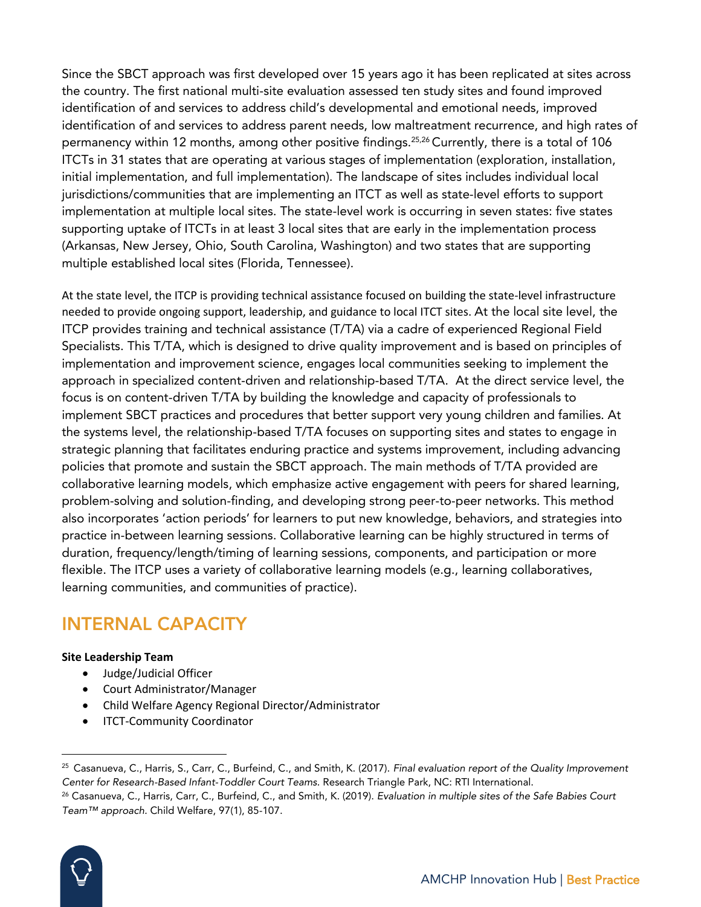Since the SBCT approach was first developed over 15 years ago it has been replicated at sites across the country. The first national multi-site evaluation assessed ten study sites and found improved identification of and services to address child's developmental and emotional needs, improved identification of and services to address parent needs, low maltreatment recurrence, and high rates of permanency within 12 months, among other positive findings.[25,26] Currently, there is a total of 106 ITCTs in 31 states that are operating at various stages of implementation (exploration, installation, initial implementation, and full implementation). The landscape of sites includes individual local jurisdictions/communities that are implementing an ITCT as well as state-level efforts to support implementation at multiple local sites. The state-level work is occurring in seven states: five states supporting uptake of ITCTs in at least 3 local sites that are early in the implementation process (Arkansas, New Jersey, Ohio, South Carolina, Washington) and two states that are supporting multiple established local sites (Florida, Tennessee).

At the state level, the ITCP is providing technical assistance focused on building the state-level infrastructure needed to provide ongoing support, leadership, and guidance to local ITCT sites. At the local site level, the ITCP provides training and technical assistance (T/TA) via a cadre of experienced Regional Field Specialists. This T/TA, which is designed to drive quality improvement and is based on principles of implementation and improvement science, engages local communities seeking to implement the approach in specialized content-driven and relationship-based T/TA. At the direct service level, the focus is on content-driven T/TA by building the knowledge and capacity of professionals to implement SBCT practices and procedures that better support very young children and families. At the systems level, the relationship-based T/TA focuses on supporting sites and states to engage in strategic planning that facilitates enduring practice and systems improvement, including advancing policies that promote and sustain the SBCT approach. The main methods of T/TA provided are collaborative learning models, which emphasize active engagement with peers for shared learning, problem-solving and solution-finding, and developing strong peer-to-peer networks. This method also incorporates 'action periods' for learners to put new knowledge, behaviors, and strategies into practice in-between learning sessions. Collaborative learning can be highly structured in terms of duration, frequency/length/timing of learning sessions, components, and participation or more flexible. The ITCP uses a variety of collaborative learning models (e.g., learning collaboratives, learning communities, and communities of practice).

## INTERNAL CAPACITY

**Site Leadership Team**

- Judge/Judicial Officer
- Court Administrator/Manager
- Child Welfare Agency Regional Director/Administrator
- ITCT-Community Coordinator

---

[25] Casanueva, C., Harris, S., Carr, C., Burfeind, C., and Smith, K. (2017). *Final evaluation report of the Quality Improvement Center for Research-Based Infant-Toddler Court Teams.* Research Triangle Park, NC: RTI International.

[26] Casanueva, C., Harris, Carr, C., Burfeind, C., and Smith, K. (2019). *Evaluation in multiple sites of the Safe Babies Court Team™ approach.* Child Welfare, 97(1), 85-107.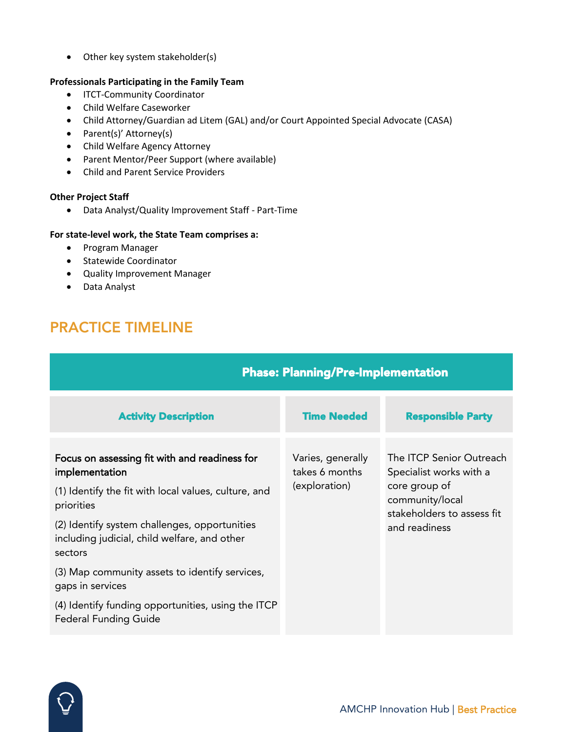- Other key system stakeholder(s)

**Professionals Participating in the Family Team**

- ITCT-Community Coordinator
- Child Welfare Caseworker
- Child Attorney/Guardian ad Litem (GAL) and/or Court Appointed Special Advocate (CASA)
- Parent(s)' Attorney(s)
- Child Welfare Agency Attorney
- Parent Mentor/Peer Support (where available)
- Child and Parent Service Providers

**Other Project Staff**

- Data Analyst/Quality Improvement Staff - Part-Time

**For state-level work, the State Team comprises a:**

- Program Manager
- Statewide Coordinator
- Quality Improvement Manager
- Data Analyst

## PRACTICE TIMELINE

| Phase: Planning/Pre-Implementation | | |
|---|---|---|
| **Activity Description** | **Time Needed** | **Responsible Party** |
| Focus on assessing fit with and readiness for implementation<br>(1) Identify the fit with local values, culture, and priorities<br>(2) Identify system challenges, opportunities including judicial, child welfare, and other sectors<br>(3) Map community assets to identify services, gaps in services<br>(4) Identify funding opportunities, using the ITCP Federal Funding Guide | Varies, generally takes 6 months (exploration) | The ITCP Senior Outreach Specialist works with a core group of community/local stakeholders to assess fit and readiness |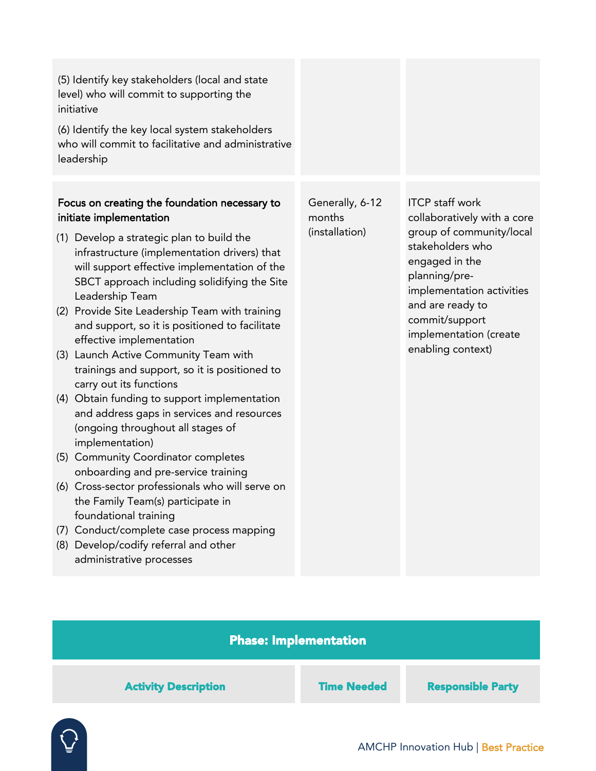| | | |
|---|---|---|
| (5) Identify key stakeholders (local and state level) who will commit to supporting the initiative<br><br>(6) Identify the key local system stakeholders who will commit to facilitative and administrative leadership | | |
| **Focus on creating the foundation necessary to initiate implementation**<br><br>(1) Develop a strategic plan to build the infrastructure (implementation drivers) that will support effective implementation of the SBCT approach including solidifying the Site Leadership Team<br>(2) Provide Site Leadership Team with training and support, so it is positioned to facilitate effective implementation<br>(3) Launch Active Community Team with trainings and support, so it is positioned to carry out its functions<br>(4) Obtain funding to support implementation and address gaps in services and resources (ongoing throughout all stages of implementation)<br>(5) Community Coordinator completes onboarding and pre-service training<br>(6) Cross-sector professionals who will serve on the Family Team(s) participate in foundational training<br>(7) Conduct/complete case process mapping<br>(8) Develop/codify referral and other administrative processes | Generally, 6-12 months (installation) | ITCP staff work collaboratively with a core group of community/local stakeholders who engaged in the planning/pre-implementation activities and are ready to commit/support implementation (create enabling context) |

## Phase: Implementation

| Activity Description | Time Needed | Responsible Party |
|---|---|---|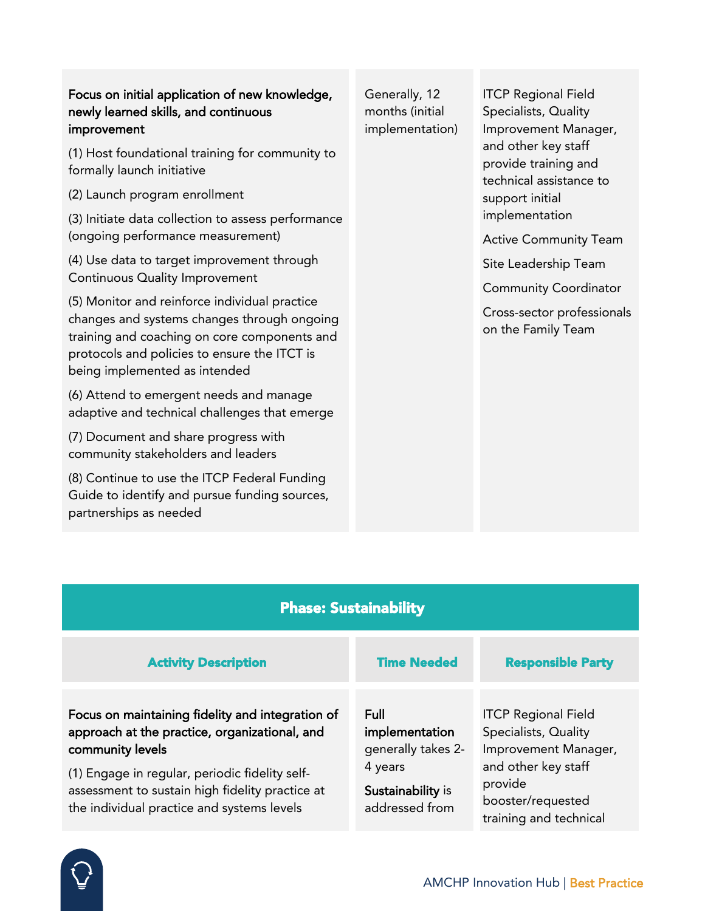| | | |
|---|---|---|
| **Focus on initial application of new knowledge, newly learned skills, and continuous improvement**<br><br>(1) Host foundational training for community to formally launch initiative<br><br>(2) Launch program enrollment<br><br>(3) Initiate data collection to assess performance (ongoing performance measurement)<br><br>(4) Use data to target improvement through Continuous Quality Improvement<br><br>(5) Monitor and reinforce individual practice changes and systems changes through ongoing training and coaching on core components and protocols and policies to ensure the ITCT is being implemented as intended<br><br>(6) Attend to emergent needs and manage adaptive and technical challenges that emerge<br><br>(7) Document and share progress with community stakeholders and leaders<br><br>(8) Continue to use the ITCP Federal Funding Guide to identify and pursue funding sources, partnerships as needed | Generally, 12 months (initial implementation) | ITCP Regional Field Specialists, Quality Improvement Manager, and other key staff provide training and technical assistance to support initial implementation<br><br>Active Community Team<br><br>Site Leadership Team<br><br>Community Coordinator<br><br>Cross-sector professionals on the Family Team |

**Phase: Sustainability**

| Activity Description | Time Needed | Responsible Party |
|---|---|---|
| **Focus on maintaining fidelity and integration of approach at the practice, organizational, and community levels**<br><br>(1) Engage in regular, periodic fidelity self-assessment to sustain high fidelity practice at the individual practice and systems levels | **Full implementation** generally takes 2-4 years<br><br>**Sustainability** is addressed from | ITCP Regional Field Specialists, Quality Improvement Manager, and other key staff provide booster/requested training and technical |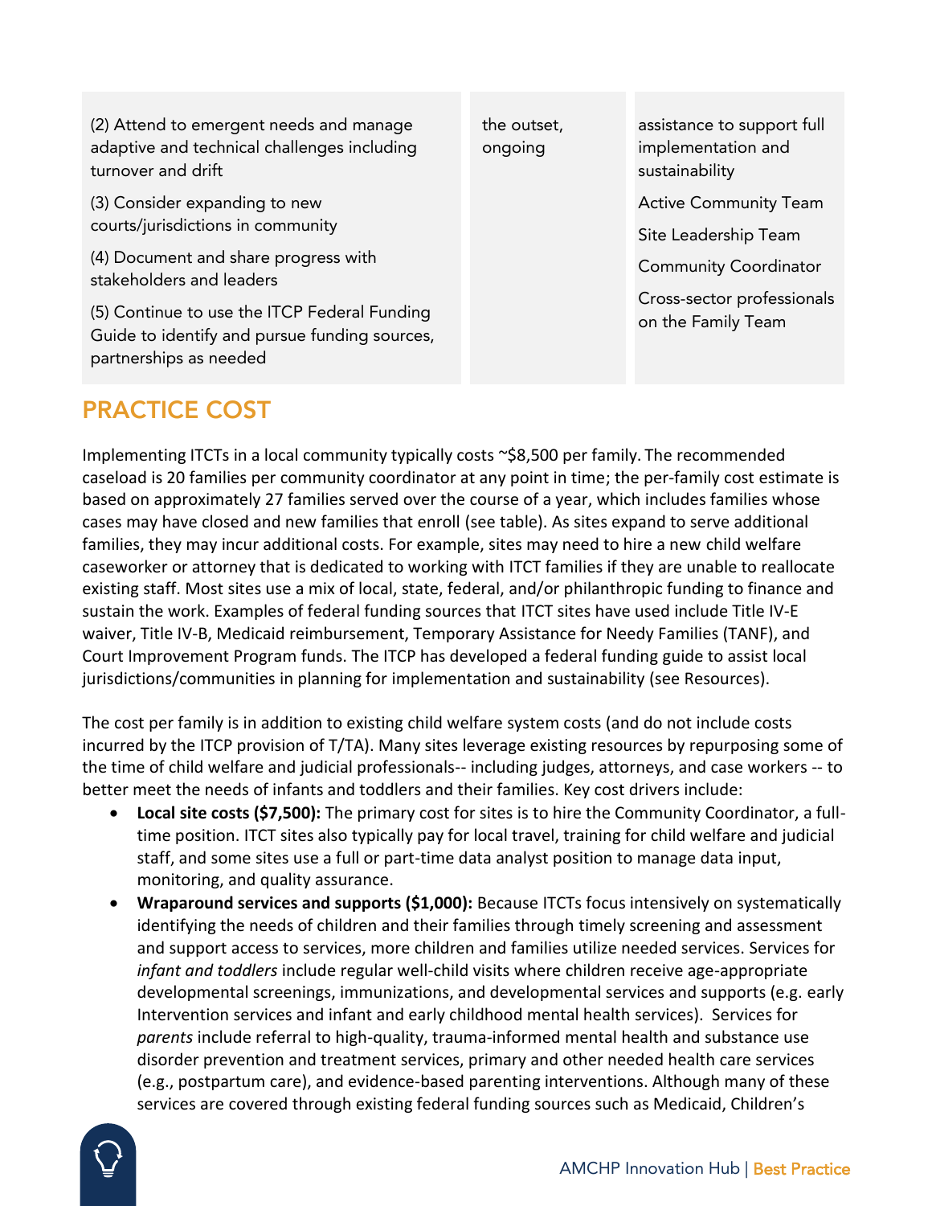| | | |
|---|---|---|
| (2) Attend to emergent needs and manage adaptive and technical challenges including turnover and drift<br><br>(3) Consider expanding to new courts/jurisdictions in community<br><br>(4) Document and share progress with stakeholders and leaders<br><br>(5) Continue to use the ITCP Federal Funding Guide to identify and pursue funding sources, partnerships as needed | the outset, ongoing | assistance to support full implementation and sustainability<br><br>Active Community Team<br><br>Site Leadership Team<br><br>Community Coordinator<br><br>Cross-sector professionals on the Family Team |

## PRACTICE COST

Implementing ITCTs in a local community typically costs ~$8,500 per family. The recommended caseload is 20 families per community coordinator at any point in time; the per-family cost estimate is based on approximately 27 families served over the course of a year, which includes families whose cases may have closed and new families that enroll (see table). As sites expand to serve additional families, they may incur additional costs. For example, sites may need to hire a new child welfare caseworker or attorney that is dedicated to working with ITCT families if they are unable to reallocate existing staff. Most sites use a mix of local, state, federal, and/or philanthropic funding to finance and sustain the work. Examples of federal funding sources that ITCT sites have used include Title IV-E waiver, Title IV-B, Medicaid reimbursement, Temporary Assistance for Needy Families (TANF), and Court Improvement Program funds. The ITCP has developed a federal funding guide to assist local jurisdictions/communities in planning for implementation and sustainability (see Resources).

The cost per family is in addition to existing child welfare system costs (and do not include costs incurred by the ITCP provision of T/TA). Many sites leverage existing resources by repurposing some of the time of child welfare and judicial professionals-- including judges, attorneys, and case workers -- to better meet the needs of infants and toddlers and their families. Key cost drivers include:

- **Local site costs ($7,500):** The primary cost for sites is to hire the Community Coordinator, a full-time position. ITCT sites also typically pay for local travel, training for child welfare and judicial staff, and some sites use a full or part-time data analyst position to manage data input, monitoring, and quality assurance.
- **Wraparound services and supports ($1,000):** Because ITCTs focus intensively on systematically identifying the needs of children and their families through timely screening and assessment and support access to services, more children and families utilize needed services. Services for *infant and toddlers* include regular well-child visits where children receive age-appropriate developmental screenings, immunizations, and developmental services and supports (e.g. early Intervention services and infant and early childhood mental health services). Services for *parents* include referral to high-quality, trauma-informed mental health and substance use disorder prevention and treatment services, primary and other needed health care services (e.g., postpartum care), and evidence-based parenting interventions. Although many of these services are covered through existing federal funding sources such as Medicaid, Children's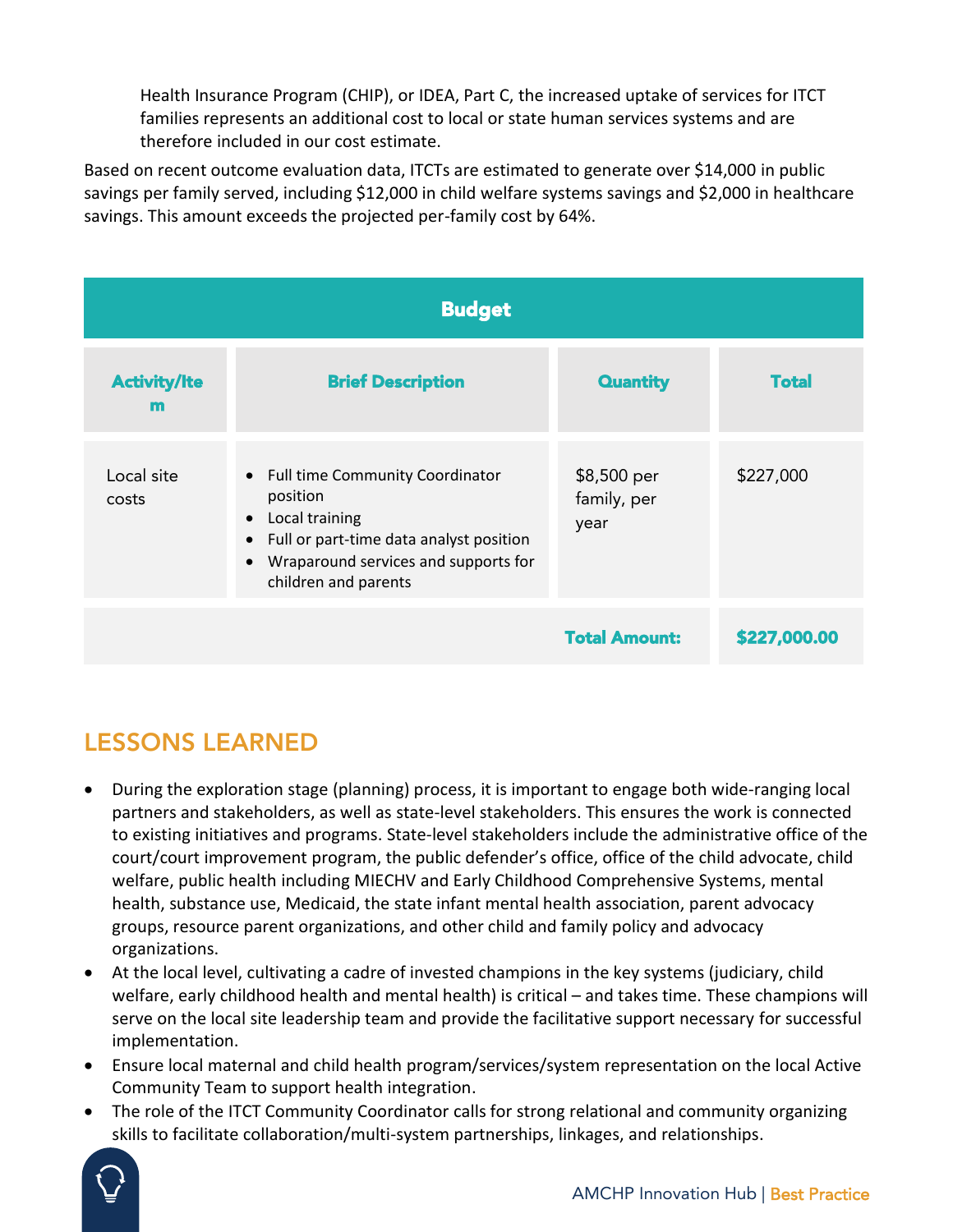Health Insurance Program (CHIP), or IDEA, Part C, the increased uptake of services for ITCT families represents an additional cost to local or state human services systems and are therefore included in our cost estimate.

Based on recent outcome evaluation data, ITCTs are estimated to generate over $14,000 in public savings per family served, including $12,000 in child welfare systems savings and $2,000 in healthcare savings. This amount exceeds the projected per-family cost by 64%.

| Budget | | | |
|---|---|---|---|
| **Activity/Item** | **Brief Description** | **Quantity** | **Total** |
| Local site costs | • Full time Community Coordinator position<br>• Local training<br>• Full or part-time data analyst position<br>• Wraparound services and supports for children and parents | $8,500 per family, per year | $227,000 |
| | | **Total Amount:** | **$227,000.00** |

## LESSONS LEARNED

- During the exploration stage (planning) process, it is important to engage both wide-ranging local partners and stakeholders, as well as state-level stakeholders. This ensures the work is connected to existing initiatives and programs. State-level stakeholders include the administrative office of the court/court improvement program, the public defender's office, office of the child advocate, child welfare, public health including MIECHV and Early Childhood Comprehensive Systems, mental health, substance use, Medicaid, the state infant mental health association, parent advocacy groups, resource parent organizations, and other child and family policy and advocacy organizations.
- At the local level, cultivating a cadre of invested champions in the key systems (judiciary, child welfare, early childhood health and mental health) is critical – and takes time. These champions will serve on the local site leadership team and provide the facilitative support necessary for successful implementation.
- Ensure local maternal and child health program/services/system representation on the local Active Community Team to support health integration.
- The role of the ITCT Community Coordinator calls for strong relational and community organizing skills to facilitate collaboration/multi-system partnerships, linkages, and relationships.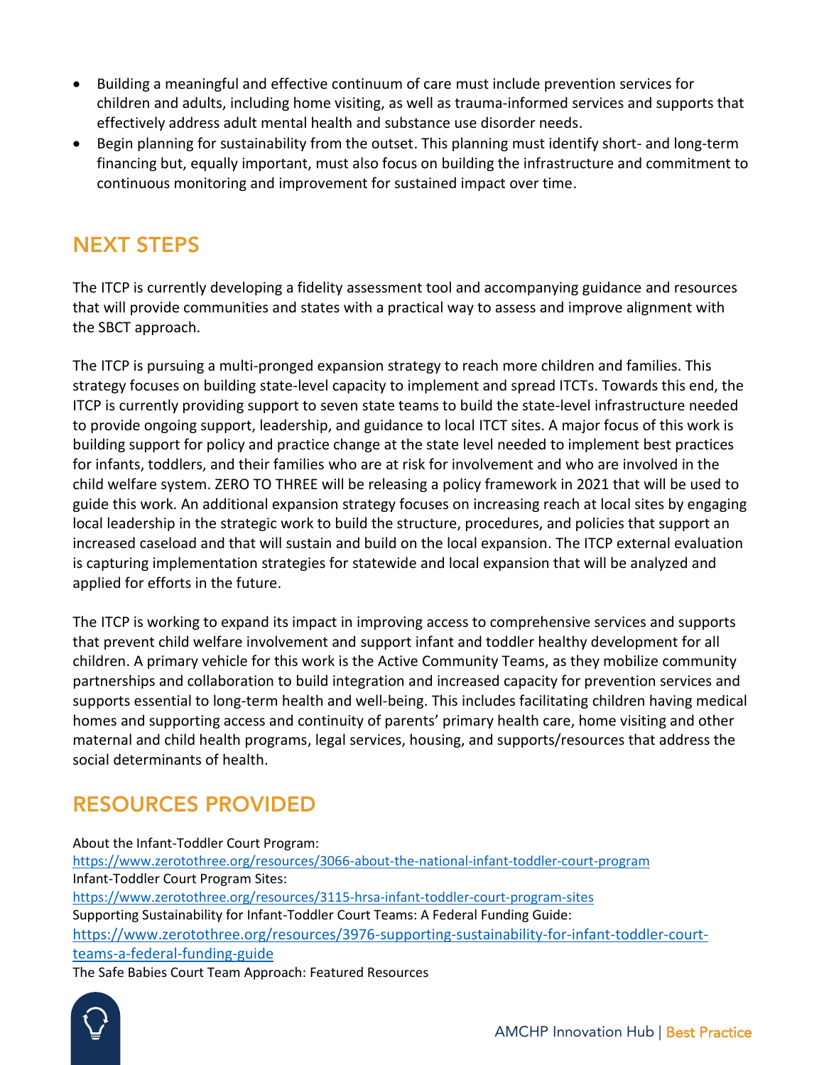- Building a meaningful and effective continuum of care must include prevention services for children and adults, including home visiting, as well as trauma-informed services and supports that effectively address adult mental health and substance use disorder needs.
- Begin planning for sustainability from the outset. This planning must identify short- and long-term financing but, equally important, must also focus on building the infrastructure and commitment to continuous monitoring and improvement for sustained impact over time.

## NEXT STEPS

The ITCP is currently developing a fidelity assessment tool and accompanying guidance and resources that will provide communities and states with a practical way to assess and improve alignment with the SBCT approach.

The ITCP is pursuing a multi-pronged expansion strategy to reach more children and families. This strategy focuses on building state-level capacity to implement and spread ITCTs. Towards this end, the ITCP is currently providing support to seven state teams to build the state-level infrastructure needed to provide ongoing support, leadership, and guidance to local ITCT sites. A major focus of this work is building support for policy and practice change at the state level needed to implement best practices for infants, toddlers, and their families who are at risk for involvement and who are involved in the child welfare system. ZERO TO THREE will be releasing a policy framework in 2021 that will be used to guide this work. An additional expansion strategy focuses on increasing reach at local sites by engaging local leadership in the strategic work to build the structure, procedures, and policies that support an increased caseload and that will sustain and build on the local expansion. The ITCP external evaluation is capturing implementation strategies for statewide and local expansion that will be analyzed and applied for efforts in the future.

The ITCP is working to expand its impact in improving access to comprehensive services and supports that prevent child welfare involvement and support infant and toddler healthy development for all children. A primary vehicle for this work is the Active Community Teams, as they mobilize community partnerships and collaboration to build integration and increased capacity for prevention services and supports essential to long-term health and well-being. This includes facilitating children having medical homes and supporting access and continuity of parents' primary health care, home visiting and other maternal and child health programs, legal services, housing, and supports/resources that address the social determinants of health.

## RESOURCES PROVIDED

About the Infant-Toddler Court Program:
https://www.zerotothree.org/resources/3066-about-the-national-infant-toddler-court-program
Infant-Toddler Court Program Sites:
https://www.zerotothree.org/resources/3115-hrsa-infant-toddler-court-program-sites
Supporting Sustainability for Infant-Toddler Court Teams: A Federal Funding Guide:
https://www.zerotothree.org/resources/3976-supporting-sustainability-for-infant-toddler-court-teams-a-federal-funding-guide
The Safe Babies Court Team Approach: Featured Resources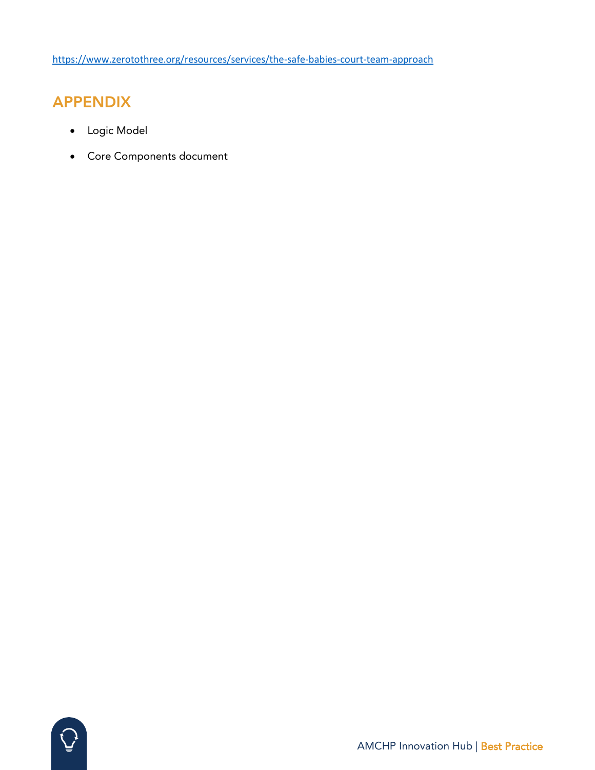https://www.zerotothree.org/resources/services/the-safe-babies-court-team-approach

## APPENDIX

- Logic Model
- Core Components document